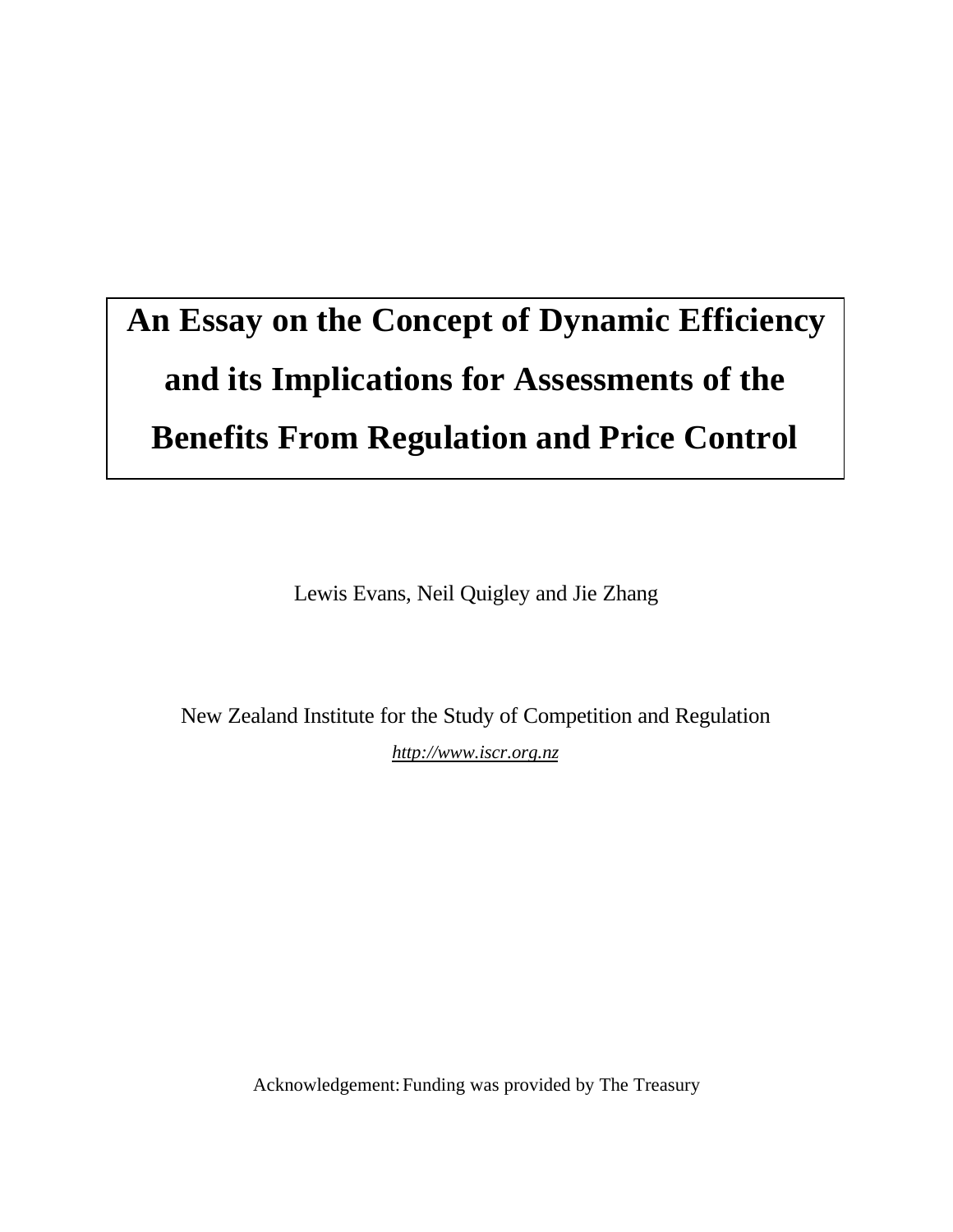# An Essay on the Concept of Dynamic Efficiency and its Implications for Assessments of the Benefits From Regulation and Price Control

Lewis Evans, Neil Quigley and Jie Zhang

New Zealand Institute for the Study of Competition and Regulation

*http://www.iscr.org.nz*

Acknowledgement: Funding was provided by The Treasury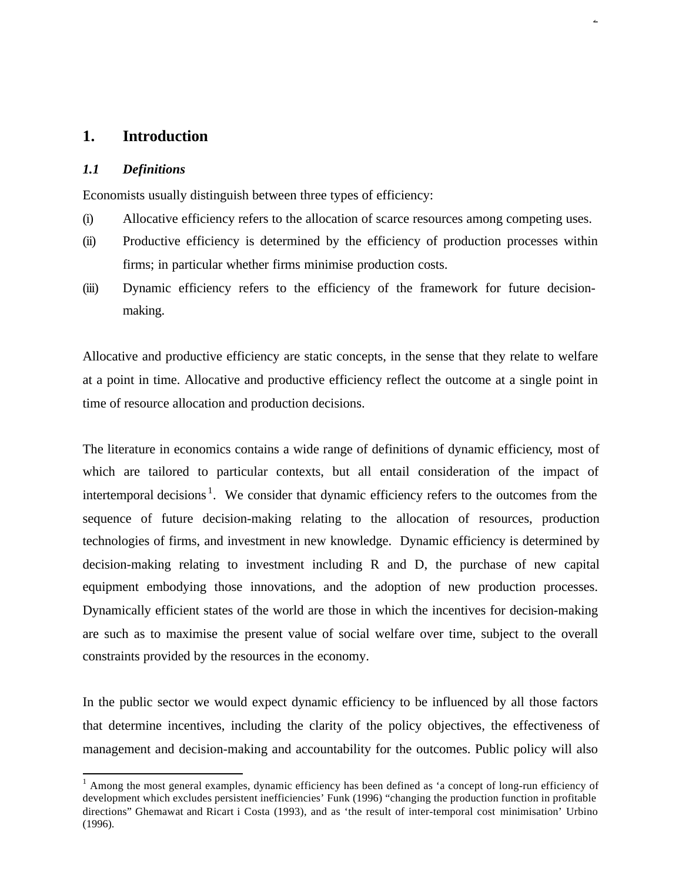# 1. Introduction

## *1.1 Definitions*

Economists usually distinguish between three types of efficiency:

(i) Allocative efficiency refers to the allocation of scarce resources among competing uses.

(ii) Productive efficiency is determined by the efficiency of production processes within firms; in particular whether firms minimise production costs.

(iii) Dynamic efficiency refers to the efficiency of the framework for future decision-making.

Allocative and productive efficiency are static concepts, in the sense that they relate to welfare at a point in time. Allocative and productive efficiency reflect the outcome at a single point in time of resource allocation and production decisions.

The literature in economics contains a wide range of definitions of dynamic efficiency, most of which are tailored to particular contexts, but all entail consideration of the impact of intertemporal decisions[1]. We consider that dynamic efficiency refers to the outcomes from the sequence of future decision-making relating to the allocation of resources, production technologies of firms, and investment in new knowledge. Dynamic efficiency is determined by decision-making relating to investment including R and D, the purchase of new capital equipment embodying those innovations, and the adoption of new production processes. Dynamically efficient states of the world are those in which the incentives for decision-making are such as to maximise the present value of social welfare over time, subject to the overall constraints provided by the resources in the economy.

In the public sector we would expect dynamic efficiency to be influenced by all those factors that determine incentives, including the clarity of the policy objectives, the effectiveness of management and decision-making and accountability for the outcomes. Public policy will also

---

[1] Among the most general examples, dynamic efficiency has been defined as 'a concept of long-run efficiency of development which excludes persistent inefficiencies' Funk (1996) "changing the production function in profitable directions" Ghemawat and Ricart i Costa (1993), and as 'the result of inter-temporal cost minimisation' Urbino (1996).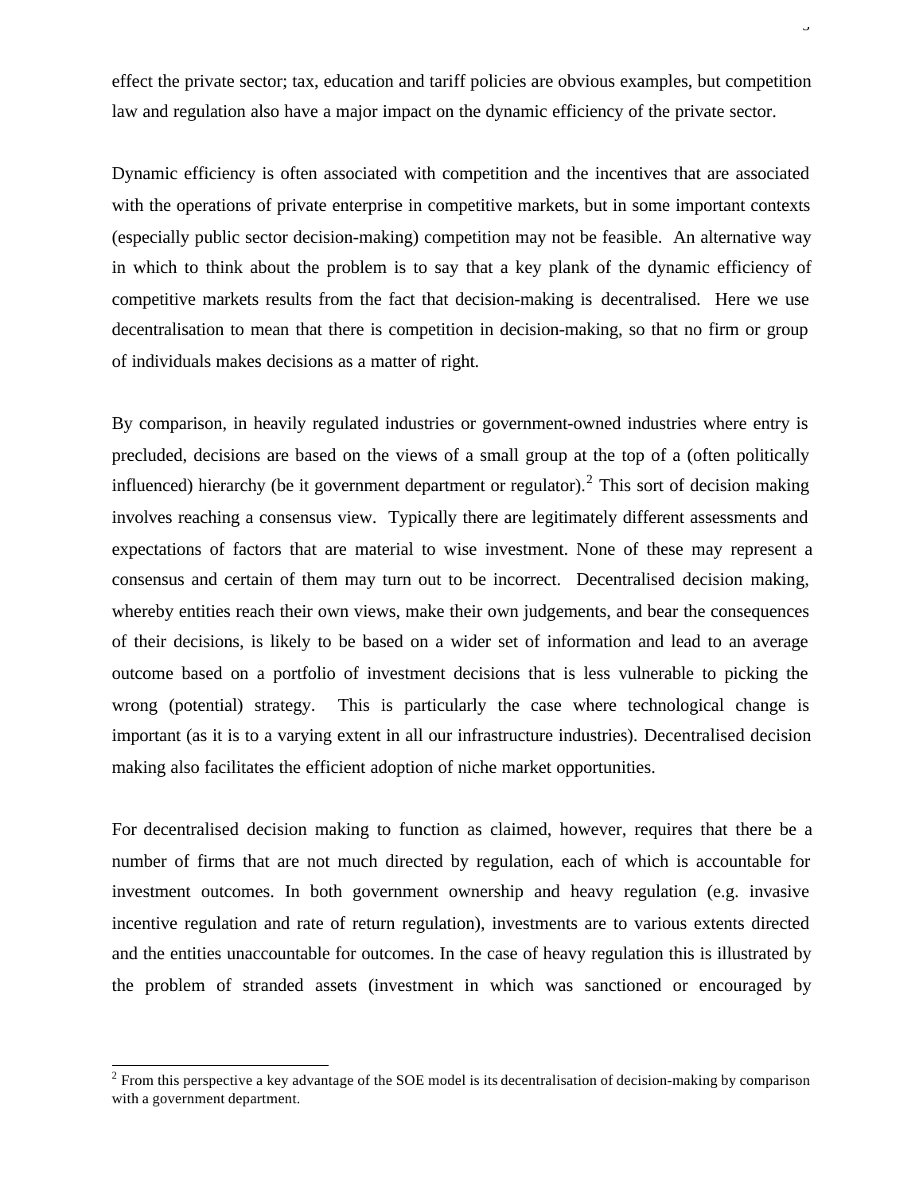effect the private sector; tax, education and tariff policies are obvious examples, but competition law and regulation also have a major impact on the dynamic efficiency of the private sector.

Dynamic efficiency is often associated with competition and the incentives that are associated with the operations of private enterprise in competitive markets, but in some important contexts (especially public sector decision-making) competition may not be feasible. An alternative way in which to think about the problem is to say that a key plank of the dynamic efficiency of competitive markets results from the fact that decision-making is decentralised. Here we use decentralisation to mean that there is competition in decision-making, so that no firm or group of individuals makes decisions as a matter of right.

By comparison, in heavily regulated industries or government-owned industries where entry is precluded, decisions are based on the views of a small group at the top of a (often politically influenced) hierarchy (be it government department or regulator).[2] This sort of decision making involves reaching a consensus view. Typically there are legitimately different assessments and expectations of factors that are material to wise investment. None of these may represent a consensus and certain of them may turn out to be incorrect. Decentralised decision making, whereby entities reach their own views, make their own judgements, and bear the consequences of their decisions, is likely to be based on a wider set of information and lead to an average outcome based on a portfolio of investment decisions that is less vulnerable to picking the wrong (potential) strategy. This is particularly the case where technological change is important (as it is to a varying extent in all our infrastructure industries). Decentralised decision making also facilitates the efficient adoption of niche market opportunities.

For decentralised decision making to function as claimed, however, requires that there be a number of firms that are not much directed by regulation, each of which is accountable for investment outcomes. In both government ownership and heavy regulation (e.g. invasive incentive regulation and rate of return regulation), investments are to various extents directed and the entities unaccountable for outcomes. In the case of heavy regulation this is illustrated by the problem of stranded assets (investment in which was sanctioned or encouraged by

[2] From this perspective a key advantage of the SOE model is its decentralisation of decision-making by comparison with a government department.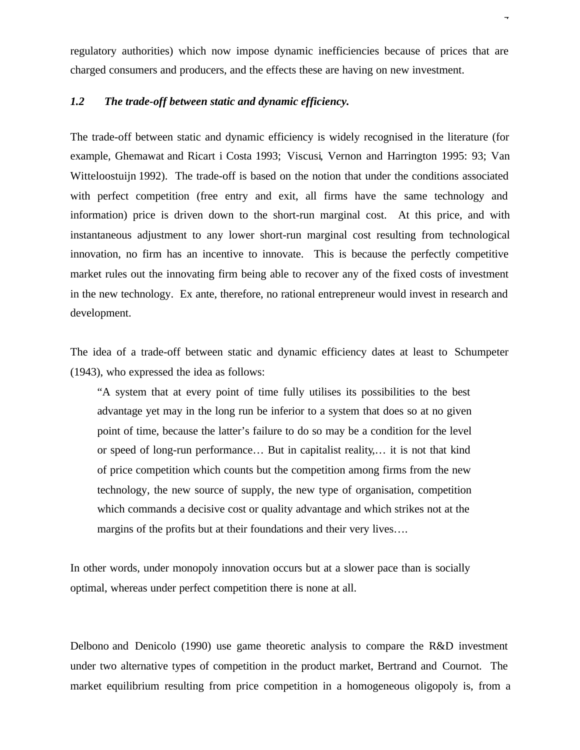regulatory authorities) which now impose dynamic inefficiencies because of prices that are charged consumers and producers, and the effects these are having on new investment.

### *1.2 The trade-off between static and dynamic efficiency.*

The trade-off between static and dynamic efficiency is widely recognised in the literature (for example, Ghemawat and Ricart i Costa 1993; Viscusi, Vernon and Harrington 1995: 93; Van Witteloostuijn 1992). The trade-off is based on the notion that under the conditions associated with perfect competition (free entry and exit, all firms have the same technology and information) price is driven down to the short-run marginal cost. At this price, and with instantaneous adjustment to any lower short-run marginal cost resulting from technological innovation, no firm has an incentive to innovate. This is because the perfectly competitive market rules out the innovating firm being able to recover any of the fixed costs of investment in the new technology. Ex ante, therefore, no rational entrepreneur would invest in research and development.

The idea of a trade-off between static and dynamic efficiency dates at least to Schumpeter (1943), who expressed the idea as follows:

> "A system that at every point of time fully utilises its possibilities to the best advantage yet may in the long run be inferior to a system that does so at no given point of time, because the latter's failure to do so may be a condition for the level or speed of long-run performance… But in capitalist reality,… it is not that kind of price competition which counts but the competition among firms from the new technology, the new source of supply, the new type of organisation, competition which commands a decisive cost or quality advantage and which strikes not at the margins of the profits but at their foundations and their very lives….

In other words, under monopoly innovation occurs but at a slower pace than is socially optimal, whereas under perfect competition there is none at all.

Delbono and Denicolo (1990) use game theoretic analysis to compare the R&D investment under two alternative types of competition in the product market, Bertrand and Cournot. The market equilibrium resulting from price competition in a homogeneous oligopoly is, from a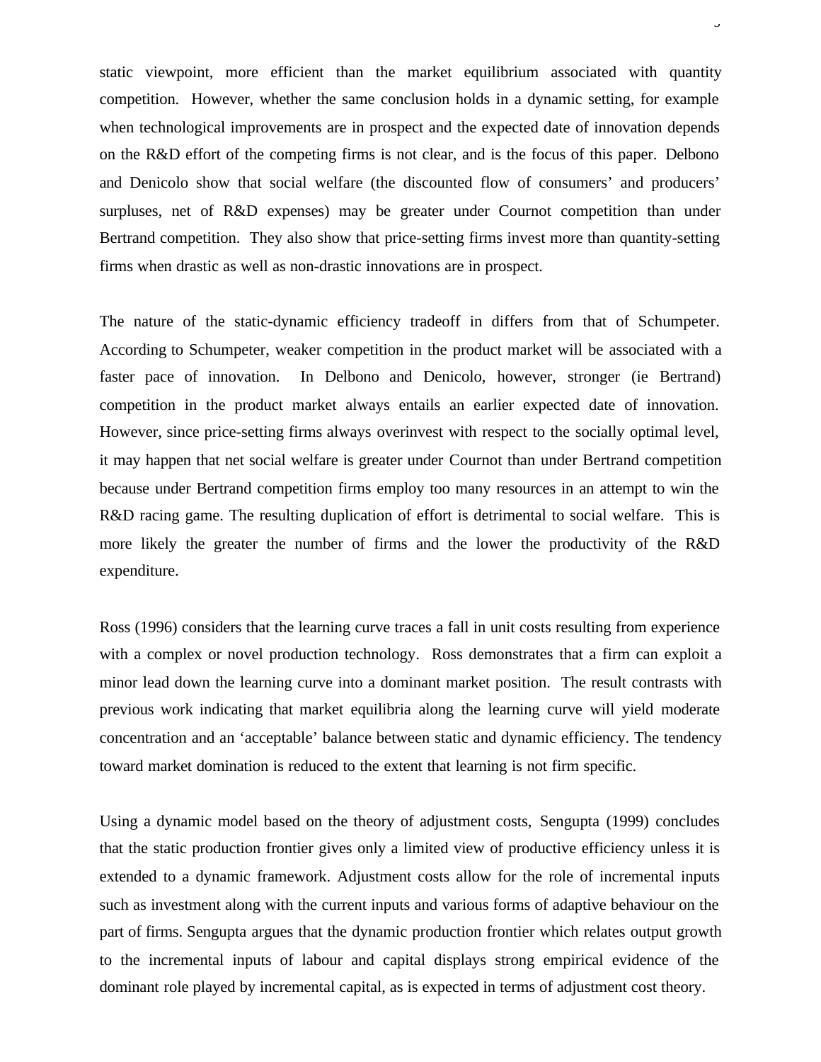static viewpoint, more efficient than the market equilibrium associated with quantity competition. However, whether the same conclusion holds in a dynamic setting, for example when technological improvements are in prospect and the expected date of innovation depends on the R&D effort of the competing firms is not clear, and is the focus of this paper. Delbono and Denicolo show that social welfare (the discounted flow of consumers' and producers' surpluses, net of R&D expenses) may be greater under Cournot competition than under Bertrand competition. They also show that price-setting firms invest more than quantity-setting firms when drastic as well as non-drastic innovations are in prospect.

The nature of the static-dynamic efficiency tradeoff in differs from that of Schumpeter. According to Schumpeter, weaker competition in the product market will be associated with a faster pace of innovation. In Delbono and Denicolo, however, stronger (ie Bertrand) competition in the product market always entails an earlier expected date of innovation. However, since price-setting firms always overinvest with respect to the socially optimal level, it may happen that net social welfare is greater under Cournot than under Bertrand competition because under Bertrand competition firms employ too many resources in an attempt to win the R&D racing game. The resulting duplication of effort is detrimental to social welfare. This is more likely the greater the number of firms and the lower the productivity of the R&D expenditure.

Ross (1996) considers that the learning curve traces a fall in unit costs resulting from experience with a complex or novel production technology. Ross demonstrates that a firm can exploit a minor lead down the learning curve into a dominant market position. The result contrasts with previous work indicating that market equilibria along the learning curve will yield moderate concentration and an 'acceptable' balance between static and dynamic efficiency. The tendency toward market domination is reduced to the extent that learning is not firm specific.

Using a dynamic model based on the theory of adjustment costs, Sengupta (1999) concludes that the static production frontier gives only a limited view of productive efficiency unless it is extended to a dynamic framework. Adjustment costs allow for the role of incremental inputs such as investment along with the current inputs and various forms of adaptive behaviour on the part of firms. Sengupta argues that the dynamic production frontier which relates output growth to the incremental inputs of labour and capital displays strong empirical evidence of the dominant role played by incremental capital, as is expected in terms of adjustment cost theory.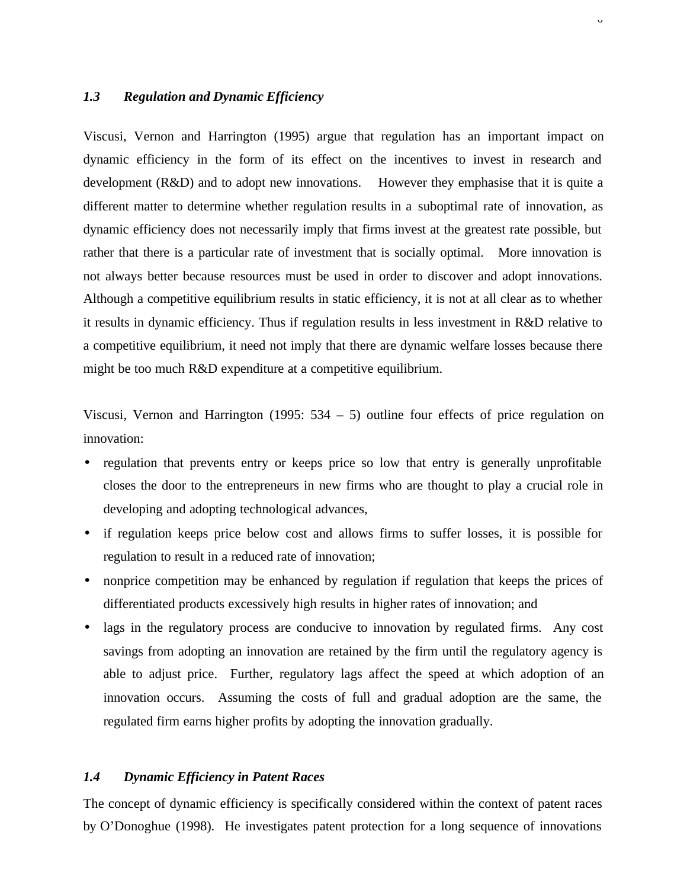### *1.3 Regulation and Dynamic Efficiency*

Viscusi, Vernon and Harrington (1995) argue that regulation has an important impact on dynamic efficiency in the form of its effect on the incentives to invest in research and development (R&D) and to adopt new innovations. However they emphasise that it is quite a different matter to determine whether regulation results in a suboptimal rate of innovation, as dynamic efficiency does not necessarily imply that firms invest at the greatest rate possible, but rather that there is a particular rate of investment that is socially optimal. More innovation is not always better because resources must be used in order to discover and adopt innovations. Although a competitive equilibrium results in static efficiency, it is not at all clear as to whether it results in dynamic efficiency. Thus if regulation results in less investment in R&D relative to a competitive equilibrium, it need not imply that there are dynamic welfare losses because there might be too much R&D expenditure at a competitive equilibrium.

Viscusi, Vernon and Harrington (1995: 534 – 5) outline four effects of price regulation on innovation:

- regulation that prevents entry or keeps price so low that entry is generally unprofitable closes the door to the entrepreneurs in new firms who are thought to play a crucial role in developing and adopting technological advances,
- if regulation keeps price below cost and allows firms to suffer losses, it is possible for regulation to result in a reduced rate of innovation;
- nonprice competition may be enhanced by regulation if regulation that keeps the prices of differentiated products excessively high results in higher rates of innovation; and
- lags in the regulatory process are conducive to innovation by regulated firms. Any cost savings from adopting an innovation are retained by the firm until the regulatory agency is able to adjust price. Further, regulatory lags affect the speed at which adoption of an innovation occurs. Assuming the costs of full and gradual adoption are the same, the regulated firm earns higher profits by adopting the innovation gradually.

### *1.4 Dynamic Efficiency in Patent Races*

The concept of dynamic efficiency is specifically considered within the context of patent races by O'Donoghue (1998). He investigates patent protection for a long sequence of innovations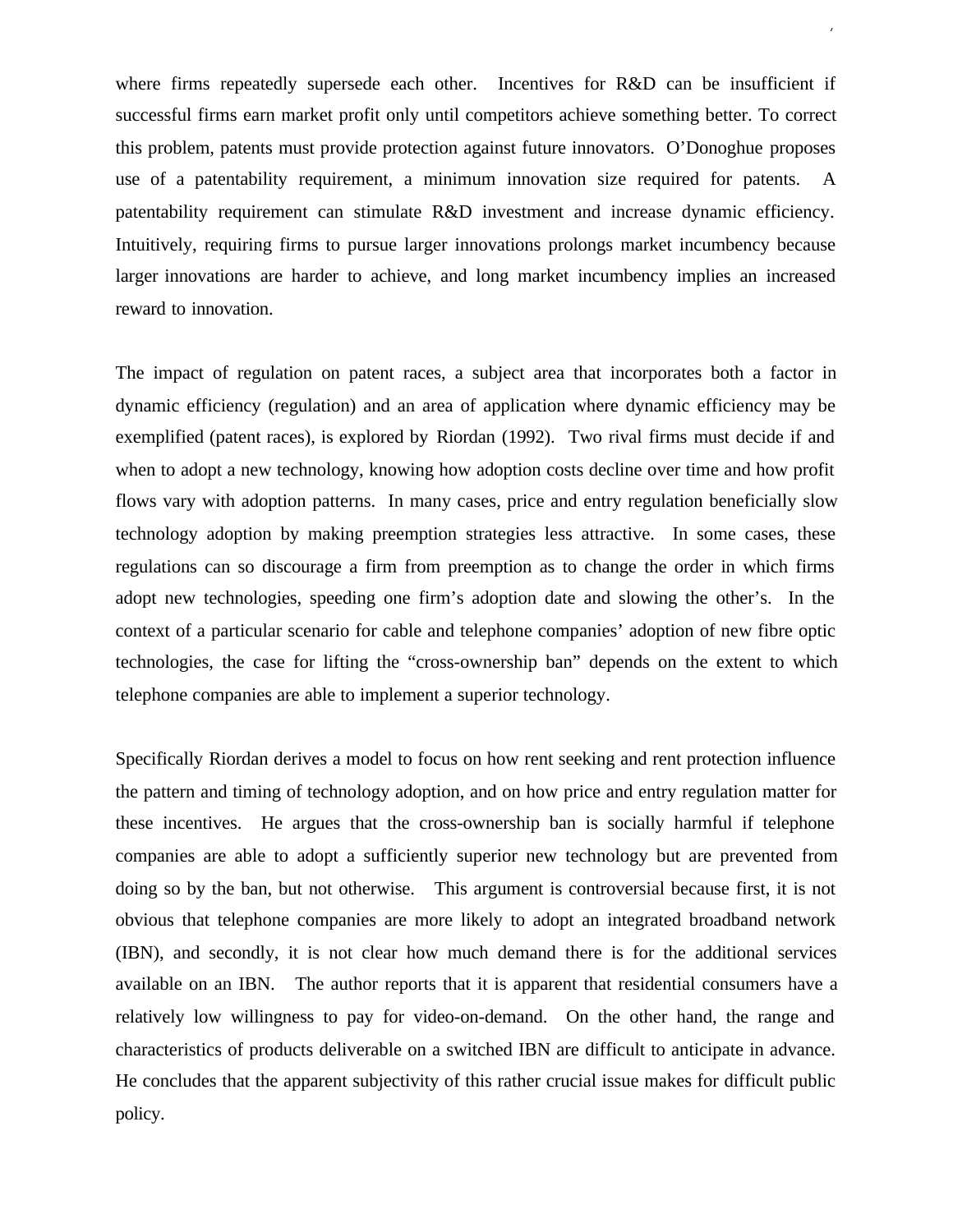where firms repeatedly supersede each other. Incentives for R&D can be insufficient if successful firms earn market profit only until competitors achieve something better. To correct this problem, patents must provide protection against future innovators. O'Donoghue proposes use of a patentability requirement, a minimum innovation size required for patents. A patentability requirement can stimulate R&D investment and increase dynamic efficiency. Intuitively, requiring firms to pursue larger innovations prolongs market incumbency because larger innovations are harder to achieve, and long market incumbency implies an increased reward to innovation.

The impact of regulation on patent races, a subject area that incorporates both a factor in dynamic efficiency (regulation) and an area of application where dynamic efficiency may be exemplified (patent races), is explored by Riordan (1992). Two rival firms must decide if and when to adopt a new technology, knowing how adoption costs decline over time and how profit flows vary with adoption patterns. In many cases, price and entry regulation beneficially slow technology adoption by making preemption strategies less attractive. In some cases, these regulations can so discourage a firm from preemption as to change the order in which firms adopt new technologies, speeding one firm's adoption date and slowing the other's. In the context of a particular scenario for cable and telephone companies' adoption of new fibre optic technologies, the case for lifting the "cross-ownership ban" depends on the extent to which telephone companies are able to implement a superior technology.

Specifically Riordan derives a model to focus on how rent seeking and rent protection influence the pattern and timing of technology adoption, and on how price and entry regulation matter for these incentives. He argues that the cross-ownership ban is socially harmful if telephone companies are able to adopt a sufficiently superior new technology but are prevented from doing so by the ban, but not otherwise. This argument is controversial because first, it is not obvious that telephone companies are more likely to adopt an integrated broadband network (IBN), and secondly, it is not clear how much demand there is for the additional services available on an IBN. The author reports that it is apparent that residential consumers have a relatively low willingness to pay for video-on-demand. On the other hand, the range and characteristics of products deliverable on a switched IBN are difficult to anticipate in advance. He concludes that the apparent subjectivity of this rather crucial issue makes for difficult public policy.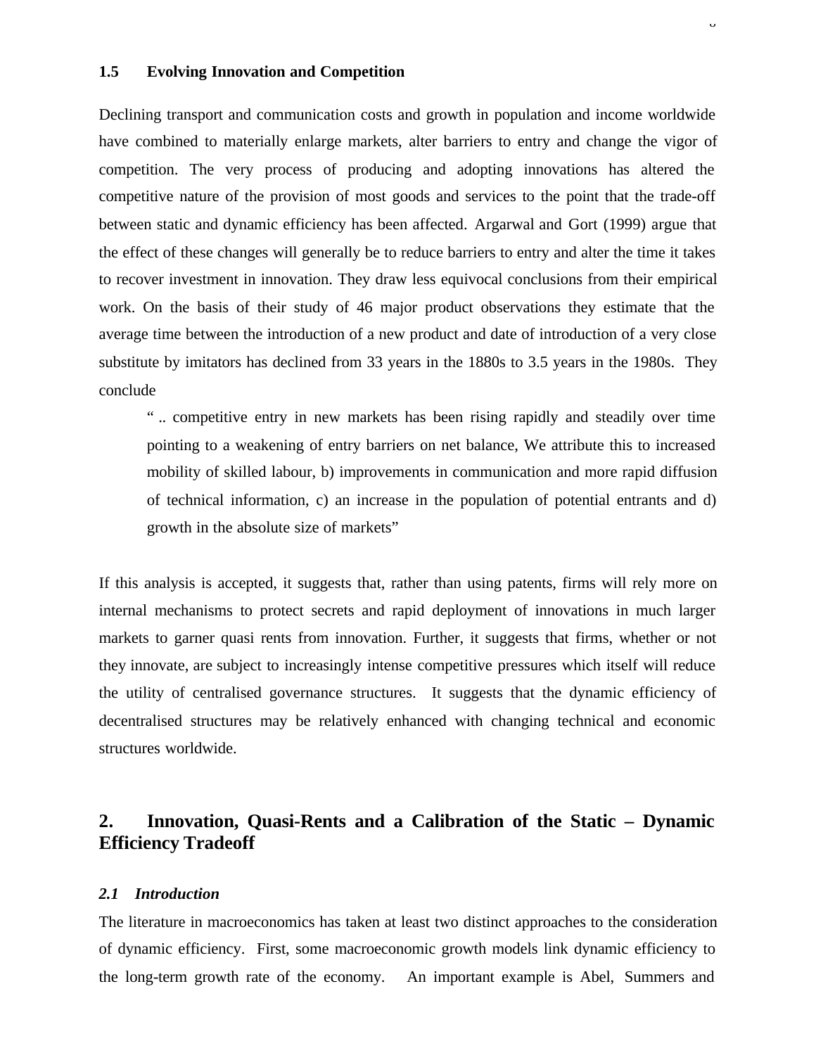### 1.5 Evolving Innovation and Competition

Declining transport and communication costs and growth in population and income worldwide have combined to materially enlarge markets, alter barriers to entry and change the vigor of competition. The very process of producing and adopting innovations has altered the competitive nature of the provision of most goods and services to the point that the trade-off between static and dynamic efficiency has been affected. Argarwal and Gort (1999) argue that the effect of these changes will generally be to reduce barriers to entry and alter the time it takes to recover investment in innovation. They draw less equivocal conclusions from their empirical work. On the basis of their study of 46 major product observations they estimate that the average time between the introduction of a new product and date of introduction of a very close substitute by imitators has declined from 33 years in the 1880s to 3.5 years in the 1980s. They conclude

> " .. competitive entry in new markets has been rising rapidly and steadily over time pointing to a weakening of entry barriers on net balance, We attribute this to increased mobility of skilled labour, b) improvements in communication and more rapid diffusion of technical information, c) an increase in the population of potential entrants and d) growth in the absolute size of markets"

If this analysis is accepted, it suggests that, rather than using patents, firms will rely more on internal mechanisms to protect secrets and rapid deployment of innovations in much larger markets to garner quasi rents from innovation. Further, it suggests that firms, whether or not they innovate, are subject to increasingly intense competitive pressures which itself will reduce the utility of centralised governance structures. It suggests that the dynamic efficiency of decentralised structures may be relatively enhanced with changing technical and economic structures worldwide.

## 2. Innovation, Quasi-Rents and a Calibration of the Static – Dynamic Efficiency Tradeoff

### *2.1 Introduction*

The literature in macroeconomics has taken at least two distinct approaches to the consideration of dynamic efficiency. First, some macroeconomic growth models link dynamic efficiency to the long-term growth rate of the economy. An important example is Abel, Summers and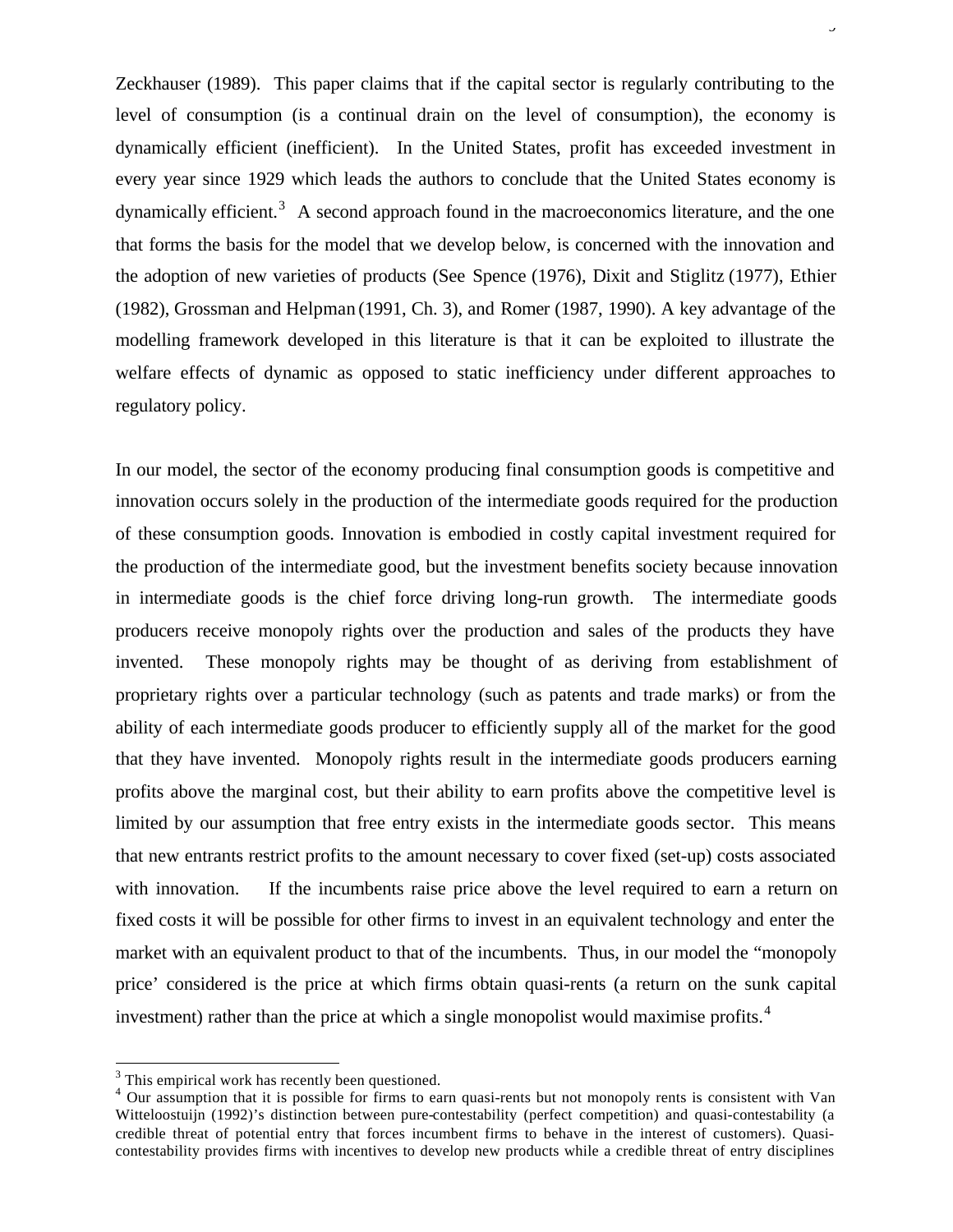Zeckhauser (1989). This paper claims that if the capital sector is regularly contributing to the level of consumption (is a continual drain on the level of consumption), the economy is dynamically efficient (inefficient). In the United States, profit has exceeded investment in every year since 1929 which leads the authors to conclude that the United States economy is dynamically efficient.[3] A second approach found in the macroeconomics literature, and the one that forms the basis for the model that we develop below, is concerned with the innovation and the adoption of new varieties of products (See Spence (1976), Dixit and Stiglitz (1977), Ethier (1982), Grossman and Helpman (1991, Ch. 3), and Romer (1987, 1990). A key advantage of the modelling framework developed in this literature is that it can be exploited to illustrate the welfare effects of dynamic as opposed to static inefficiency under different approaches to regulatory policy.

In our model, the sector of the economy producing final consumption goods is competitive and innovation occurs solely in the production of the intermediate goods required for the production of these consumption goods. Innovation is embodied in costly capital investment required for the production of the intermediate good, but the investment benefits society because innovation in intermediate goods is the chief force driving long-run growth. The intermediate goods producers receive monopoly rights over the production and sales of the products they have invented. These monopoly rights may be thought of as deriving from establishment of proprietary rights over a particular technology (such as patents and trade marks) or from the ability of each intermediate goods producer to efficiently supply all of the market for the good that they have invented. Monopoly rights result in the intermediate goods producers earning profits above the marginal cost, but their ability to earn profits above the competitive level is limited by our assumption that free entry exists in the intermediate goods sector. This means that new entrants restrict profits to the amount necessary to cover fixed (set-up) costs associated with innovation. If the incumbents raise price above the level required to earn a return on fixed costs it will be possible for other firms to invest in an equivalent technology and enter the market with an equivalent product to that of the incumbents. Thus, in our model the "monopoly price' considered is the price at which firms obtain quasi-rents (a return on the sunk capital investment) rather than the price at which a single monopolist would maximise profits.[4]

---

[3] This empirical work has recently been questioned.

[4] Our assumption that it is possible for firms to earn quasi-rents but not monopoly rents is consistent with Van Witteloostuijn (1992)'s distinction between pure-contestability (perfect competition) and quasi-contestability (a credible threat of potential entry that forces incumbent firms to behave in the interest of customers). Quasi-contestability provides firms with incentives to develop new products while a credible threat of entry disciplines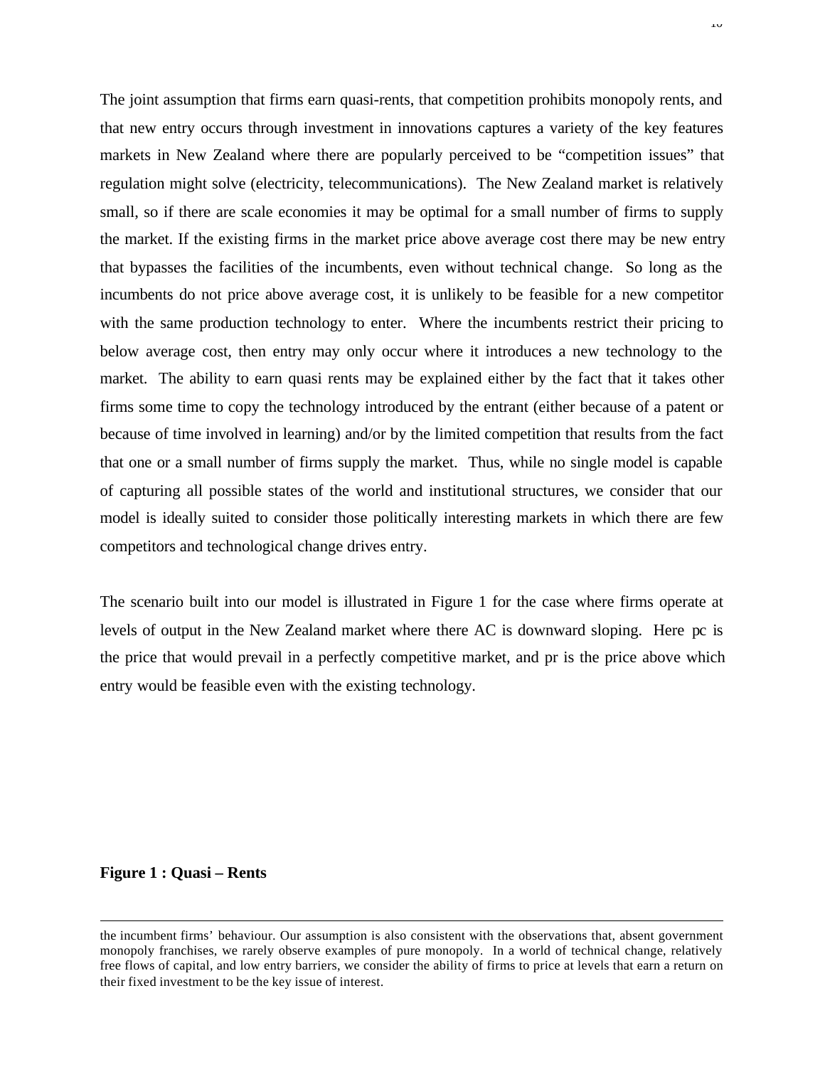The joint assumption that firms earn quasi-rents, that competition prohibits monopoly rents, and that new entry occurs through investment in innovations captures a variety of the key features markets in New Zealand where there are popularly perceived to be "competition issues" that regulation might solve (electricity, telecommunications). The New Zealand market is relatively small, so if there are scale economies it may be optimal for a small number of firms to supply the market. If the existing firms in the market price above average cost there may be new entry that bypasses the facilities of the incumbents, even without technical change. So long as the incumbents do not price above average cost, it is unlikely to be feasible for a new competitor with the same production technology to enter. Where the incumbents restrict their pricing to below average cost, then entry may only occur where it introduces a new technology to the market. The ability to earn quasi rents may be explained either by the fact that it takes other firms some time to copy the technology introduced by the entrant (either because of a patent or because of time involved in learning) and/or by the limited competition that results from the fact that one or a small number of firms supply the market. Thus, while no single model is capable of capturing all possible states of the world and institutional structures, we consider that our model is ideally suited to consider those politically interesting markets in which there are few competitors and technological change drives entry.

The scenario built into our model is illustrated in Figure 1 for the case where firms operate at levels of output in the New Zealand market where there AC is downward sloping. Here pc is the price that would prevail in a perfectly competitive market, and pr is the price above which entry would be feasible even with the existing technology.

**Figure 1 : Quasi – Rents**

---

the incumbent firms' behaviour. Our assumption is also consistent with the observations that, absent government monopoly franchises, we rarely observe examples of pure monopoly. In a world of technical change, relatively free flows of capital, and low entry barriers, we consider the ability of firms to price at levels that earn a return on their fixed investment to be the key issue of interest.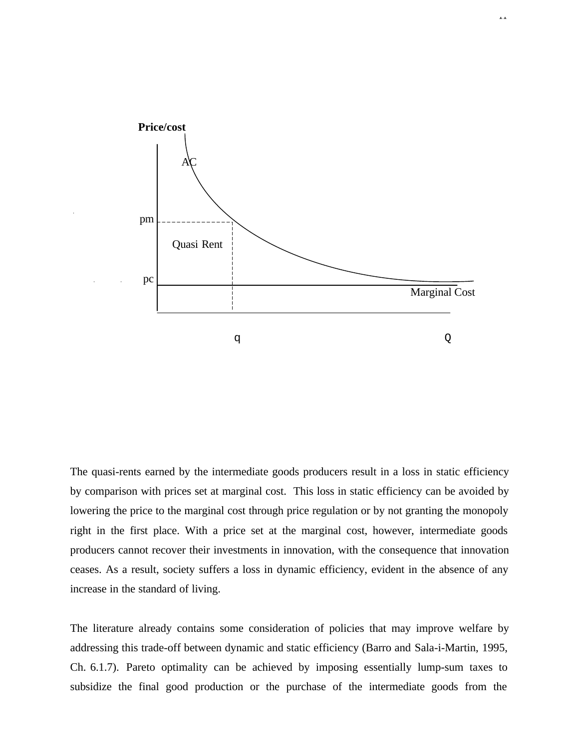The quasi-rents earned by the intermediate goods producers result in a loss in static efficiency by comparison with prices set at marginal cost. This loss in static efficiency can be avoided by lowering the price to the marginal cost through price regulation or by not granting the monopoly right in the first place. With a price set at the marginal cost, however, intermediate goods producers cannot recover their investments in innovation, with the consequence that innovation ceases. As a result, society suffers a loss in dynamic efficiency, evident in the absence of any increase in the standard of living.

The literature already contains some consideration of policies that may improve welfare by addressing this trade-off between dynamic and static efficiency (Barro and Sala-i-Martin, 1995, Ch. 6.1.7). Pareto optimality can be achieved by imposing essentially lump-sum taxes to subsidize the final good production or the purchase of the intermediate goods from the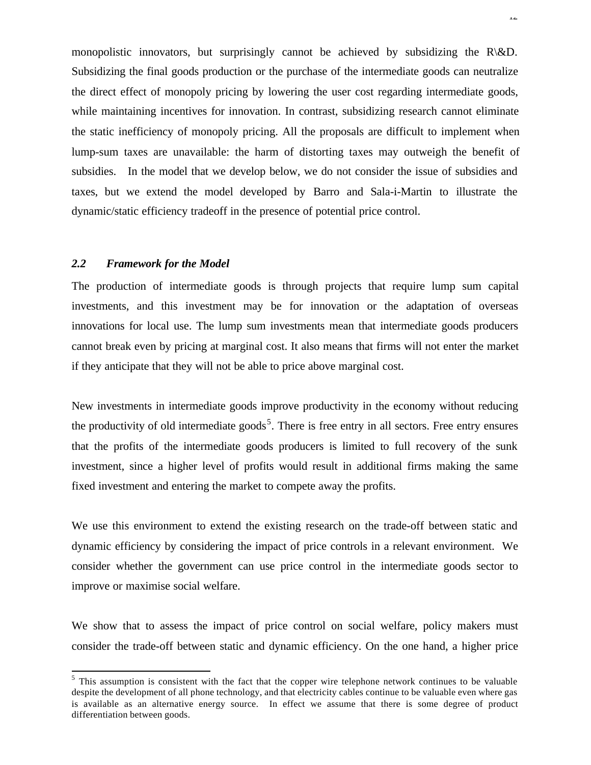monopolistic innovators, but surprisingly cannot be achieved by subsidizing the R\&D. Subsidizing the final goods production or the purchase of the intermediate goods can neutralize the direct effect of monopoly pricing by lowering the user cost regarding intermediate goods, while maintaining incentives for innovation. In contrast, subsidizing research cannot eliminate the static inefficiency of monopoly pricing. All the proposals are difficult to implement when lump-sum taxes are unavailable: the harm of distorting taxes may outweigh the benefit of subsidies. In the model that we develop below, we do not consider the issue of subsidies and taxes, but we extend the model developed by Barro and Sala-i-Martin to illustrate the dynamic/static efficiency tradeoff in the presence of potential price control.

### *2.2 Framework for the Model*

The production of intermediate goods is through projects that require lump sum capital investments, and this investment may be for innovation or the adaptation of overseas innovations for local use. The lump sum investments mean that intermediate goods producers cannot break even by pricing at marginal cost. It also means that firms will not enter the market if they anticipate that they will not be able to price above marginal cost.

New investments in intermediate goods improve productivity in the economy without reducing the productivity of old intermediate goods[5]. There is free entry in all sectors. Free entry ensures that the profits of the intermediate goods producers is limited to full recovery of the sunk investment, since a higher level of profits would result in additional firms making the same fixed investment and entering the market to compete away the profits.

We use this environment to extend the existing research on the trade-off between static and dynamic efficiency by considering the impact of price controls in a relevant environment. We consider whether the government can use price control in the intermediate goods sector to improve or maximise social welfare.

We show that to assess the impact of price control on social welfare, policy makers must consider the trade-off between static and dynamic efficiency. On the one hand, a higher price

---

[5] This assumption is consistent with the fact that the copper wire telephone network continues to be valuable despite the development of all phone technology, and that electricity cables continue to be valuable even where gas is available as an alternative energy source. In effect we assume that there is some degree of product differentiation between goods.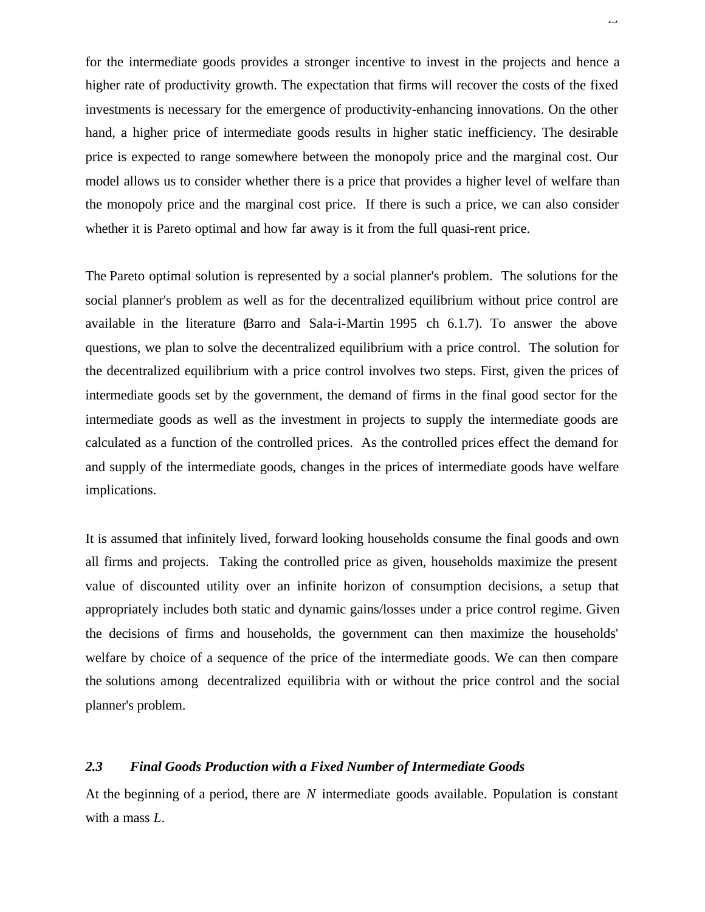for the intermediate goods provides a stronger incentive to invest in the projects and hence a higher rate of productivity growth. The expectation that firms will recover the costs of the fixed investments is necessary for the emergence of productivity-enhancing innovations. On the other hand, a higher price of intermediate goods results in higher static inefficiency. The desirable price is expected to range somewhere between the monopoly price and the marginal cost. Our model allows us to consider whether there is a price that provides a higher level of welfare than the monopoly price and the marginal cost price. If there is such a price, we can also consider whether it is Pareto optimal and how far away is it from the full quasi-rent price.

The Pareto optimal solution is represented by a social planner's problem. The solutions for the social planner's problem as well as for the decentralized equilibrium without price control are available in the literature (Barro and Sala-i-Martin 1995 ch 6.1.7). To answer the above questions, we plan to solve the decentralized equilibrium with a price control. The solution for the decentralized equilibrium with a price control involves two steps. First, given the prices of intermediate goods set by the government, the demand of firms in the final good sector for the intermediate goods as well as the investment in projects to supply the intermediate goods are calculated as a function of the controlled prices. As the controlled prices effect the demand for and supply of the intermediate goods, changes in the prices of intermediate goods have welfare implications.

It is assumed that infinitely lived, forward looking households consume the final goods and own all firms and projects. Taking the controlled price as given, households maximize the present value of discounted utility over an infinite horizon of consumption decisions, a setup that appropriately includes both static and dynamic gains/losses under a price control regime. Given the decisions of firms and households, the government can then maximize the households' welfare by choice of a sequence of the price of the intermediate goods. We can then compare the solutions among decentralized equilibria with or without the price control and the social planner's problem.

### *2.3 Final Goods Production with a Fixed Number of Intermediate Goods*

At the beginning of a period, there are $N$ intermediate goods available. Population is constant with a mass $L$.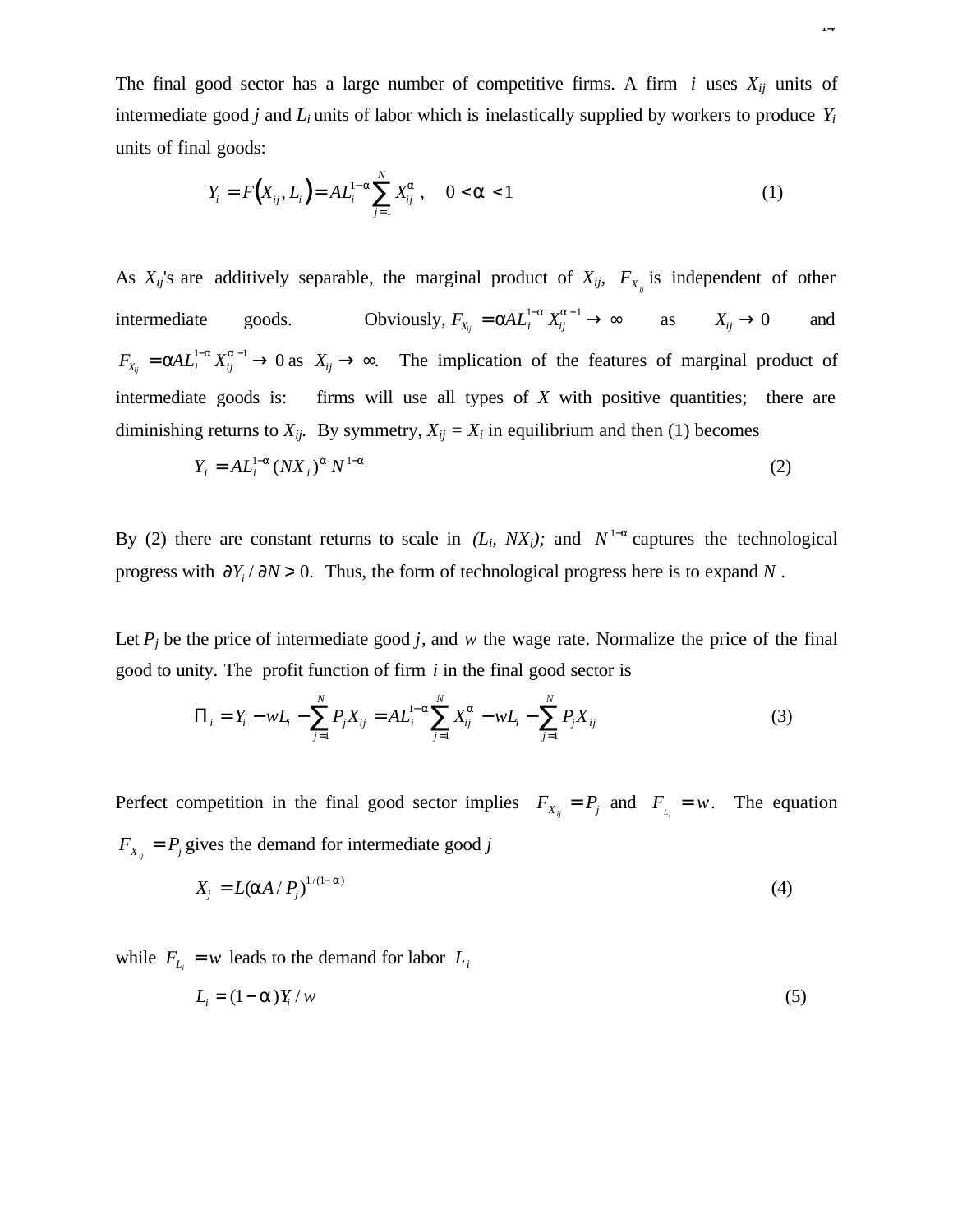The final good sector has a large number of competitive firms. A firm $i$ uses $X_{ij}$ units of intermediate good $j$ and $L_i$ units of labor which is inelastically supplied by workers to produce $Y_i$ units of final goods:

$$Y_i = F(X_{ij}, L_i) = AL_i^{1-\alpha} \sum_{j=1}^{N} X_{ij}^{\alpha}, \quad 0 < \alpha < 1 \tag{1}$$

As $X_{ij}$'s are additively separable, the marginal product of $X_{ij}$, $F_{X_{ij}}$ is independent of other intermediate goods. Obviously, $F_{X_{ij}} = \alpha AL_i^{1-\alpha} X_{ij}^{\alpha-1} \to \infty$ as $X_{ij} \to 0$ and $F_{X_{ij}} = \alpha AL_i^{1-\alpha} X_{ij}^{\alpha-1} \to 0$ as $X_{ij} \to \infty$. The implication of the features of marginal product of intermediate goods is: firms will use all types of $X$ with positive quantities; there are diminishing returns to $X_{ij}$. By symmetry, $X_{ij} = X_i$ in equilibrium and then (1) becomes

$$Y_i = AL_i^{1-\alpha} (NX_i)^{\alpha} N^{1-\alpha} \tag{2}$$

By (2) there are constant returns to scale in $(L_i, NX_i)$; and $N^{1-\alpha}$ captures the technological progress with $\partial Y_i / \partial N > 0$. Thus, the form of technological progress here is to expand $N$.

Let $P_j$ be the price of intermediate good $j$, and $w$ the wage rate. Normalize the price of the final good to unity. The profit function of firm $i$ in the final good sector is

$$\Pi_i = Y_i - wL_i - \sum_{j=1}^{N} P_j X_{ij} = AL_i^{1-\alpha} \sum_{j=1}^{N} X_{ij}^{\alpha} - wL_i - \sum_{j=1}^{N} P_j X_{ij} \tag{3}$$

Perfect competition in the final good sector implies $F_{X_{ij}} = P_j$ and $F_{L_i} = w$. The equation $F_{X_{ij}} = P_j$ gives the demand for intermediate good $j$

$$X_j = L(\alpha A / P_j)^{1/(1-\alpha)} \tag{4}$$

while $F_{L_i} = w$ leads to the demand for labor $L_i$

$$L_i = (1-\alpha) Y_i / w \tag{5}$$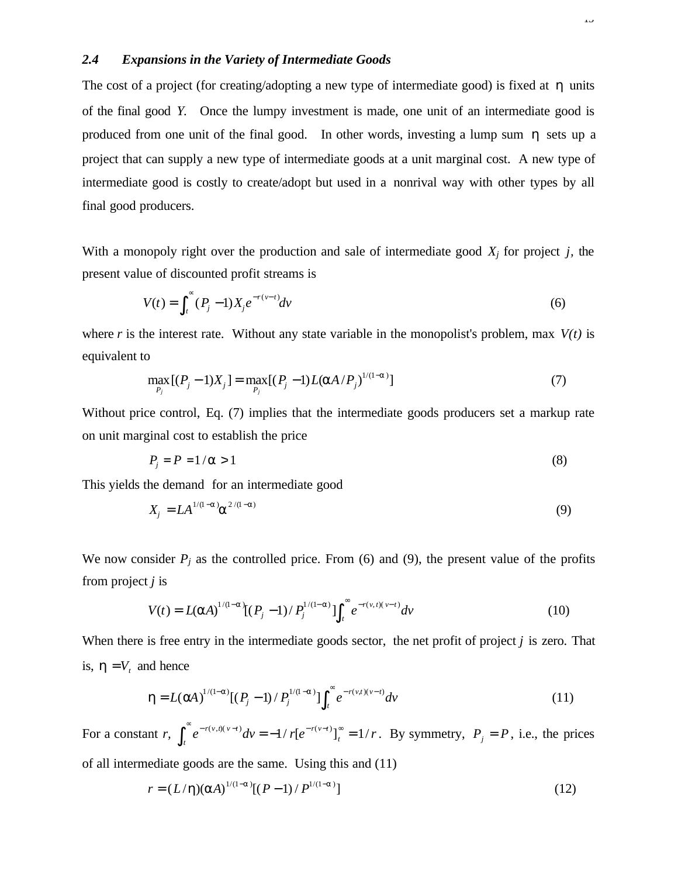### 2.4 Expansions in the Variety of Intermediate Goods

The cost of a project (for creating/adopting a new type of intermediate good) is fixed at $\eta$ units of the final good *Y*. Once the lumpy investment is made, one unit of an intermediate good is produced from one unit of the final good. In other words, investing a lump sum $\eta$ sets up a project that can supply a new type of intermediate goods at a unit marginal cost. A new type of intermediate good is costly to create/adopt but used in a nonrival way with other types by all final good producers.

With a monopoly right over the production and sale of intermediate good $X_j$ for project $j$, the present value of discounted profit streams is

$$V(t) = \int_t^{\infty} (P_j - 1) X_j e^{-r(v-t)} dv \tag{6}$$

where $r$ is the interest rate. Without any state variable in the monopolist's problem, max $V(t)$ is equivalent to

$$\max_{P_j} [(P_j - 1) X_j] = \max_{P_j} [(P_j - 1) L (\alpha A / P_j)^{1/(1-\alpha)}] \tag{7}$$

Without price control, Eq. (7) implies that the intermediate goods producers set a markup rate on unit marginal cost to establish the price

$$P_j = P = 1/\alpha > 1 \tag{8}$$

This yields the demand for an intermediate good

$$X_j = L A^{1/(1-\alpha)} \alpha^{2/(1-\alpha)} \tag{9}$$

We now consider $P_j$ as the controlled price. From (6) and (9), the present value of the profits from project $j$ is

$$V(t) = L(\alpha A)^{1/(1-\alpha)} [(P_j - 1)/P_j^{1/(1-\alpha)}] \int_t^{\infty} e^{-r(v,t)(v-t)} dv \tag{10}$$

When there is free entry in the intermediate goods sector, the net profit of project $j$ is zero. That is, $\eta = V_t$ and hence

$$\eta = L(\alpha A)^{1/(1-\alpha)} [(P_j - 1)/P_j^{1/(1-\alpha)}] \int_t^{\infty} e^{-r(v,t)(v-t)} dv \tag{11}$$

For a constant $r$, $\int_t^{\infty} e^{-r(v,t)(v-t)} dv = -1/r[e^{-r(v-t)}]_t^{\infty} = 1/r$. By symmetry, $P_j = P$, i.e., the prices of all intermediate goods are the same. Using this and (11)

$$r = (L/\eta)(\alpha A)^{1/(1-\alpha)} [(P - 1)/P^{1/(1-\alpha)}] \tag{12}$$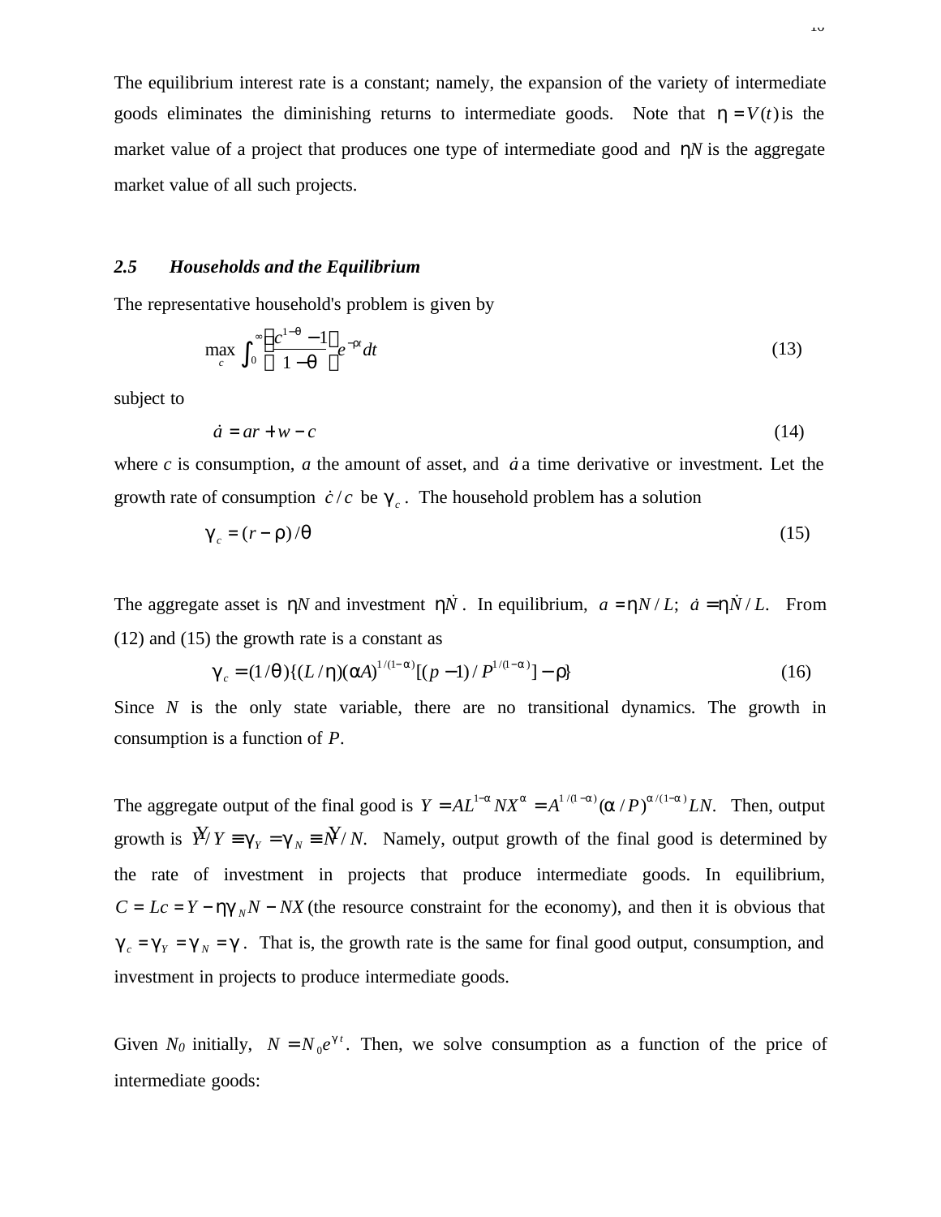The equilibrium interest rate is a constant; namely, the expansion of the variety of intermediate goods eliminates the diminishing returns to intermediate goods. Note that $\eta = V(t)$ is the market value of a project that produces one type of intermediate good and $\eta N$ is the aggregate market value of all such projects.

### 2.5 *Households and the Equilibrium*

The representative household's problem is given by

$$\max_{c} \int_0^{\infty} \left( \frac{c^{1-\theta} - 1}{1-\theta} \right) e^{-\rho t} dt \tag{13}$$

subject to

$$\dot{a} = ar + w - c \tag{14}$$

where $c$ is consumption, $a$ the amount of asset, and $\dot{a}$ a time derivative or investment. Let the growth rate of consumption $\dot{c}/c$ be $\gamma_c$. The household problem has a solution

$$\gamma_c = (r - \rho)/\theta \tag{15}$$

The aggregate asset is $\eta N$ and investment $\eta \dot{N}$. In equilibrium, $a = \eta N / L$; $\dot{a} = \eta \dot{N} / L$. From (12) and (15) the growth rate is a constant as

$$\gamma_c = (1/\theta)\{(L/\eta)(\alpha A)^{1/(1-\alpha)}[(p-1)/P^{1/(1-\alpha)}] - \rho\} \tag{16}$$

Since $N$ is the only state variable, there are no transitional dynamics. The growth in consumption is a function of $P$.

The aggregate output of the final good is $Y = AL^{1-\alpha} NX^{\alpha} = A^{1/(1-\alpha)}(\alpha / P)^{\alpha/(1-\alpha)} LN$. Then, output growth is $\dot{Y}/Y \equiv \gamma_Y = \gamma_N \equiv \dot{N}/N$. Namely, output growth of the final good is determined by the rate of investment in projects that produce intermediate goods. In equilibrium, $C = Lc = Y - \eta\gamma_N N - NX$ (the resource constraint for the economy), and then it is obvious that $\gamma_c = \gamma_Y = \gamma_N = \gamma$. That is, the growth rate is the same for final good output, consumption, and investment in projects to produce intermediate goods.

Given $N_0$ initially, $N = N_0 e^{\gamma t}$. Then, we solve consumption as a function of the price of intermediate goods: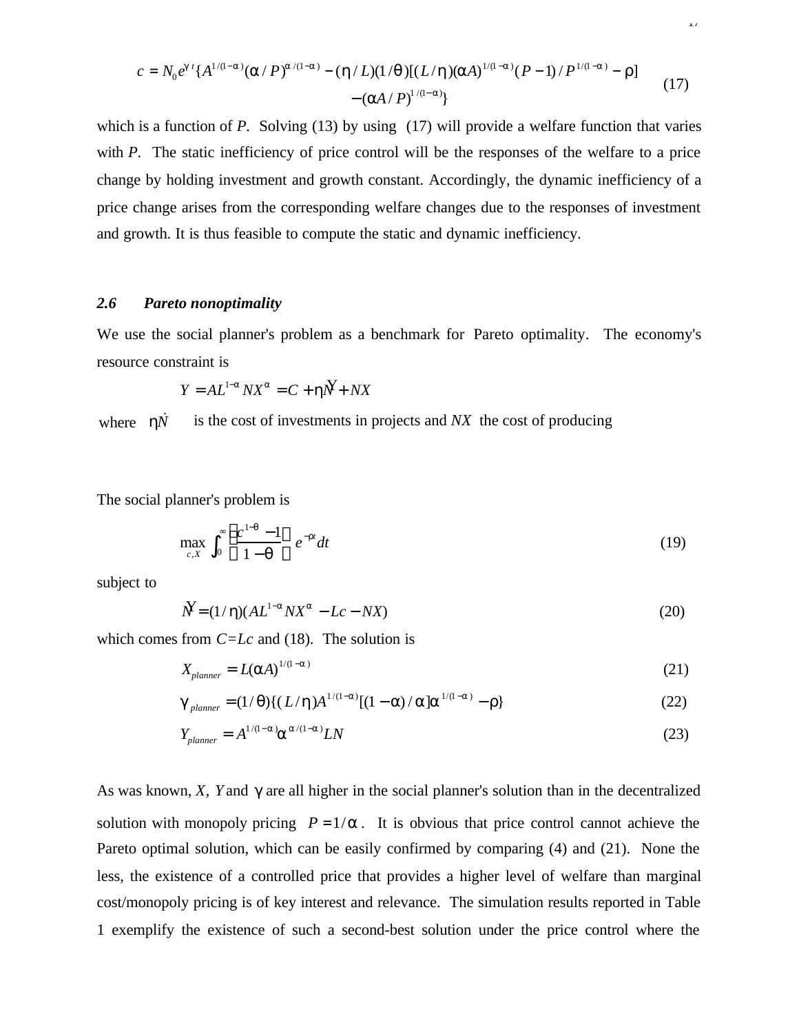$$c = N_0 e^{\gamma t}\{A^{1/(1-\alpha)}(\alpha / P)^{\alpha/(1-\alpha)} - (\eta / L)(1/\theta)[(L/\eta)(\alpha A)^{1/(1-\alpha)}(P-1)/P^{1/(1-\alpha)} - \rho] - (\alpha A / P)^{1/(1-\alpha)}\} \tag{17}$$

which is a function of $P$. Solving (13) by using (17) will provide a welfare function that varies with $P$. The static inefficiency of price control will be the responses of the welfare to a price change by holding investment and growth constant. Accordingly, the dynamic inefficiency of a price change arises from the corresponding welfare changes due to the responses of investment and growth. It is thus feasible to compute the static and dynamic inefficiency.

### *2.6 Pareto nonoptimality*

We use the social planner's problem as a benchmark for Pareto optimality. The economy's resource constraint is

$$Y = AL^{1-\alpha} NX^{\alpha} = C + \eta \dot{N} + NX$$

where $\eta \dot{N}$ is the cost of investments in projects and $NX$ the cost of producing

The social planner's problem is

$$\max_{c,X} \int_0^{\infty} \left[\frac{c^{1-\theta} - 1}{1-\theta}\right] e^{-\rho t} dt \tag{19}$$

subject to

$$\dot{N} = (1/\eta)(AL^{1-\alpha} NX^{\alpha} - Lc - NX) \tag{20}$$

which comes from $C=Lc$ and (18). The solution is

$$X_{planner} = L(\alpha A)^{1/(1-\alpha)} \tag{21}$$

$$\gamma_{planner} = (1/\theta)\{(L/\eta)A^{1/(1-\alpha)}[(1-\alpha)/\alpha]\alpha^{1/(1-\alpha)} - \rho\} \tag{22}$$

$$Y_{planner} = A^{1/(1-\alpha)}\alpha^{\alpha/(1-\alpha)} LN \tag{23}$$

As was known, $X$, $Y$ and $\gamma$ are all higher in the social planner's solution than in the decentralized solution with monopoly pricing $P = 1/\alpha$. It is obvious that price control cannot achieve the Pareto optimal solution, which can be easily confirmed by comparing (4) and (21). None the less, the existence of a controlled price that provides a higher level of welfare than marginal cost/monopoly pricing is of key interest and relevance. The simulation results reported in Table 1 exemplify the existence of such a second-best solution under the price control where the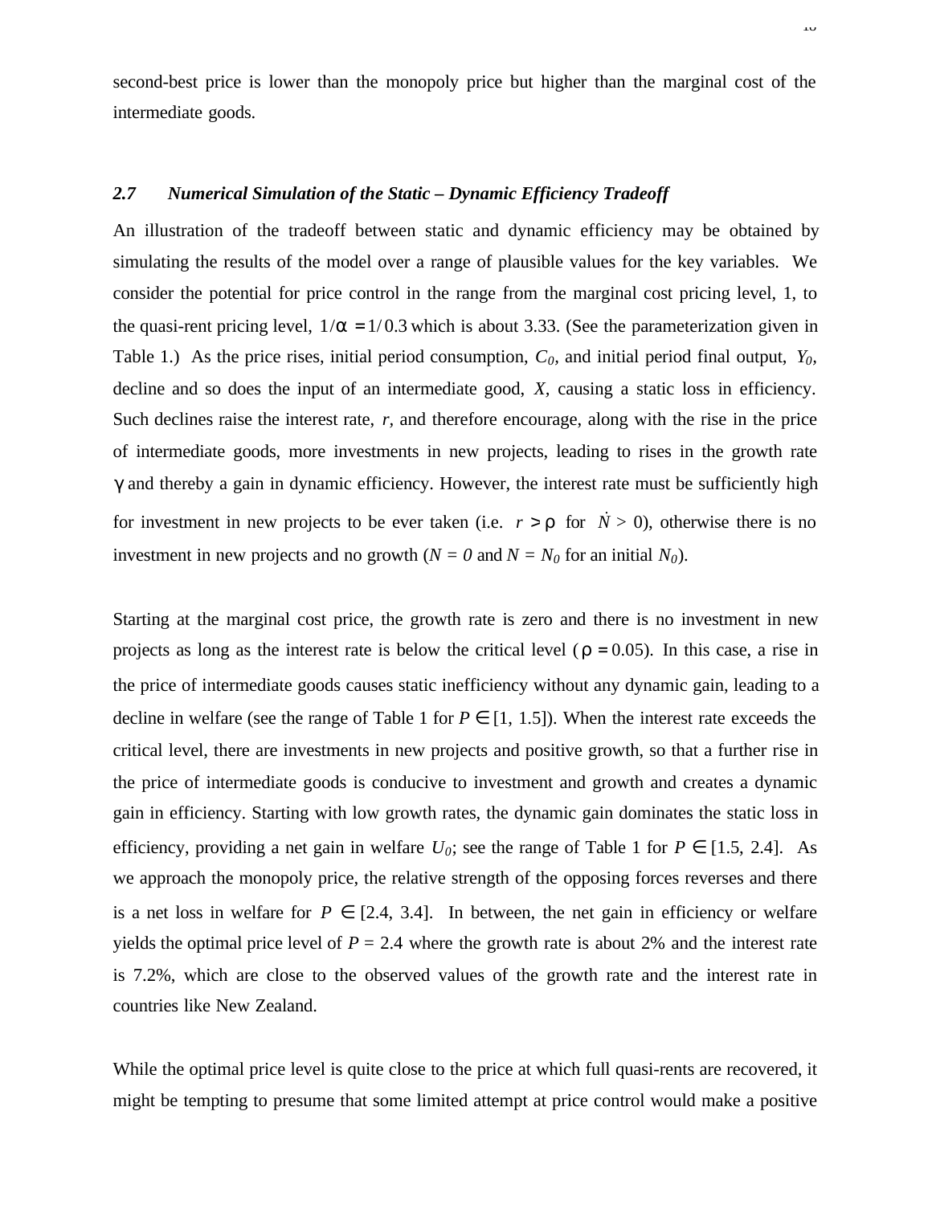second-best price is lower than the monopoly price but higher than the marginal cost of the intermediate goods.

### *2.7 Numerical Simulation of the Static – Dynamic Efficiency Tradeoff*

An illustration of the tradeoff between static and dynamic efficiency may be obtained by simulating the results of the model over a range of plausible values for the key variables. We consider the potential for price control in the range from the marginal cost pricing level, 1, to the quasi-rent pricing level, $1/\alpha = 1/0.3$ which is about 3.33. (See the parameterization given in Table 1.) As the price rises, initial period consumption, $C_0$, and initial period final output, $Y_0$, decline and so does the input of an intermediate good, $X$, causing a static loss in efficiency. Such declines raise the interest rate, $r$, and therefore encourage, along with the rise in the price of intermediate goods, more investments in new projects, leading to rises in the growth rate $\gamma$ and thereby a gain in dynamic efficiency. However, the interest rate must be sufficiently high for investment in new projects to be ever taken (i.e. $r > \rho$ for $\dot{N} > 0$), otherwise there is no investment in new projects and no growth ($N = 0$ and $N = N_0$ for an initial $N_0$).

Starting at the marginal cost price, the growth rate is zero and there is no investment in new projects as long as the interest rate is below the critical level ($\rho = 0.05$). In this case, a rise in the price of intermediate goods causes static inefficiency without any dynamic gain, leading to a decline in welfare (see the range of Table 1 for $P \in [1, 1.5]$). When the interest rate exceeds the critical level, there are investments in new projects and positive growth, so that a further rise in the price of intermediate goods is conducive to investment and growth and creates a dynamic gain in efficiency. Starting with low growth rates, the dynamic gain dominates the static loss in efficiency, providing a net gain in welfare $U_0$; see the range of Table 1 for $P \in [1.5, 2.4]$. As we approach the monopoly price, the relative strength of the opposing forces reverses and there is a net loss in welfare for $P \in [2.4, 3.4]$. In between, the net gain in efficiency or welfare yields the optimal price level of $P = 2.4$ where the growth rate is about 2% and the interest rate is 7.2%, which are close to the observed values of the growth rate and the interest rate in countries like New Zealand.

While the optimal price level is quite close to the price at which full quasi-rents are recovered, it might be tempting to presume that some limited attempt at price control would make a positive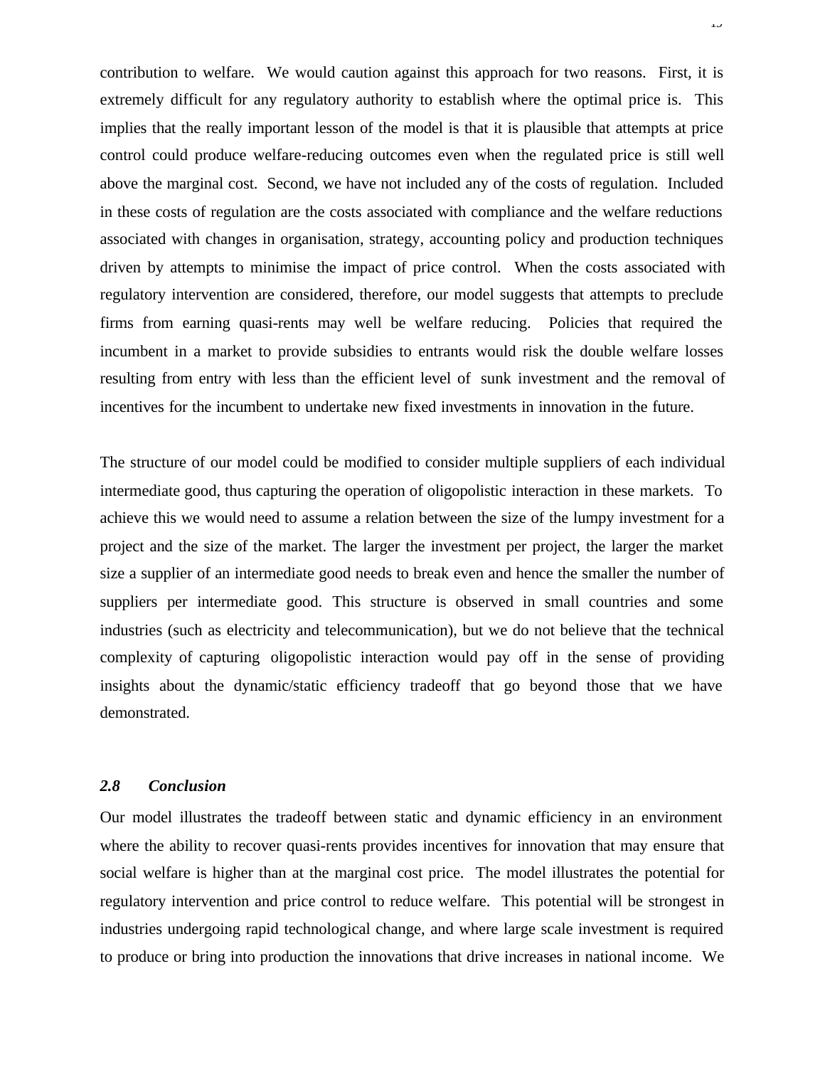contribution to welfare. We would caution against this approach for two reasons. First, it is extremely difficult for any regulatory authority to establish where the optimal price is. This implies that the really important lesson of the model is that it is plausible that attempts at price control could produce welfare-reducing outcomes even when the regulated price is still well above the marginal cost. Second, we have not included any of the costs of regulation. Included in these costs of regulation are the costs associated with compliance and the welfare reductions associated with changes in organisation, strategy, accounting policy and production techniques driven by attempts to minimise the impact of price control. When the costs associated with regulatory intervention are considered, therefore, our model suggests that attempts to preclude firms from earning quasi-rents may well be welfare reducing. Policies that required the incumbent in a market to provide subsidies to entrants would risk the double welfare losses resulting from entry with less than the efficient level of sunk investment and the removal of incentives for the incumbent to undertake new fixed investments in innovation in the future.

The structure of our model could be modified to consider multiple suppliers of each individual intermediate good, thus capturing the operation of oligopolistic interaction in these markets. To achieve this we would need to assume a relation between the size of the lumpy investment for a project and the size of the market. The larger the investment per project, the larger the market size a supplier of an intermediate good needs to break even and hence the smaller the number of suppliers per intermediate good. This structure is observed in small countries and some industries (such as electricity and telecommunication), but we do not believe that the technical complexity of capturing oligopolistic interaction would pay off in the sense of providing insights about the dynamic/static efficiency tradeoff that go beyond those that we have demonstrated.

### *2.8 Conclusion*

Our model illustrates the tradeoff between static and dynamic efficiency in an environment where the ability to recover quasi-rents provides incentives for innovation that may ensure that social welfare is higher than at the marginal cost price. The model illustrates the potential for regulatory intervention and price control to reduce welfare. This potential will be strongest in industries undergoing rapid technological change, and where large scale investment is required to produce or bring into production the innovations that drive increases in national income. We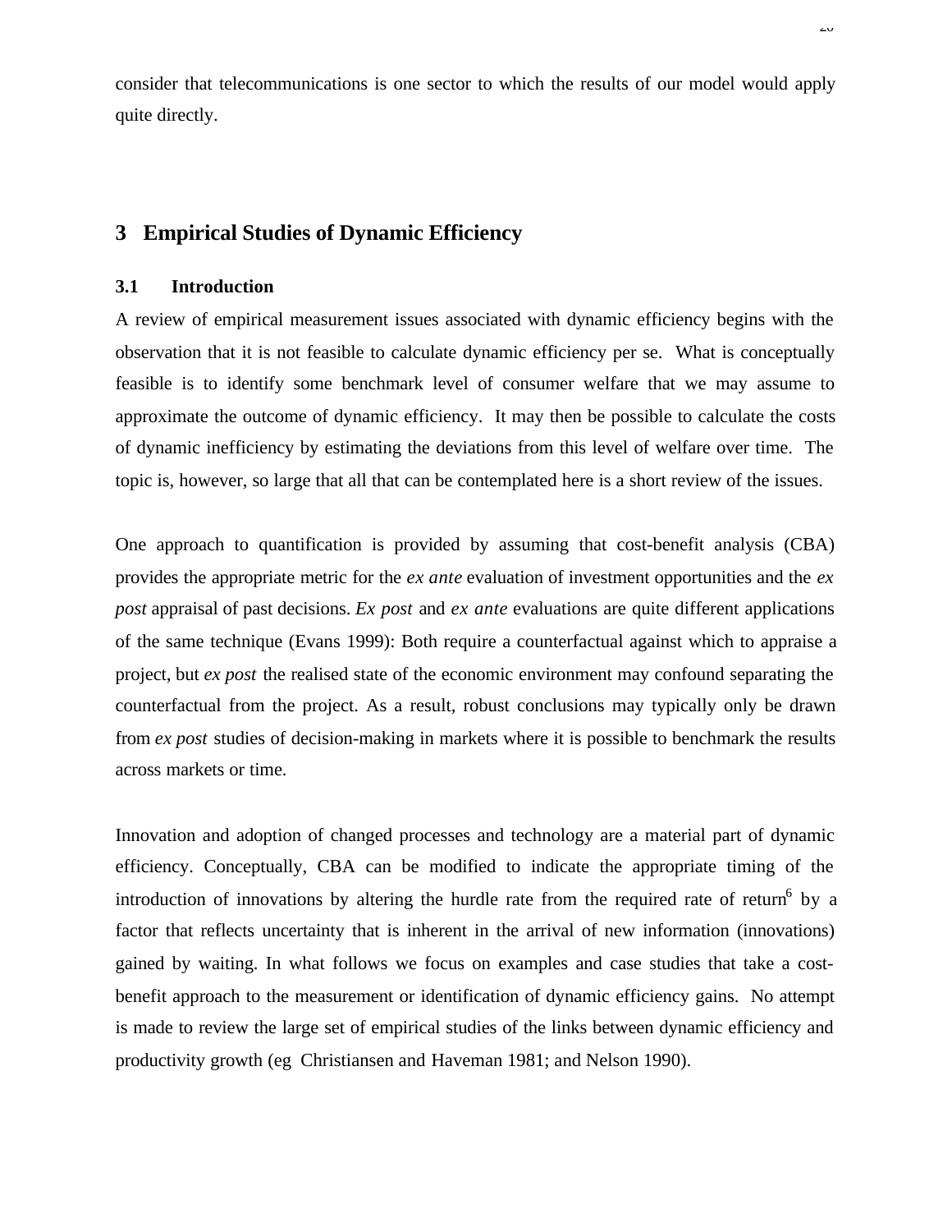consider that telecommunications is one sector to which the results of our model would apply quite directly.

## 3 Empirical Studies of Dynamic Efficiency

### 3.1 Introduction

A review of empirical measurement issues associated with dynamic efficiency begins with the observation that it is not feasible to calculate dynamic efficiency per se. What is conceptually feasible is to identify some benchmark level of consumer welfare that we may assume to approximate the outcome of dynamic efficiency. It may then be possible to calculate the costs of dynamic inefficiency by estimating the deviations from this level of welfare over time. The topic is, however, so large that all that can be contemplated here is a short review of the issues.

One approach to quantification is provided by assuming that cost-benefit analysis (CBA) provides the appropriate metric for the *ex ante* evaluation of investment opportunities and the *ex post* appraisal of past decisions. *Ex post* and *ex ante* evaluations are quite different applications of the same technique (Evans 1999): Both require a counterfactual against which to appraise a project, but *ex post* the realised state of the economic environment may confound separating the counterfactual from the project. As a result, robust conclusions may typically only be drawn from *ex post* studies of decision-making in markets where it is possible to benchmark the results across markets or time.

Innovation and adoption of changed processes and technology are a material part of dynamic efficiency. Conceptually, CBA can be modified to indicate the appropriate timing of the introduction of innovations by altering the hurdle rate from the required rate of return[6] by a factor that reflects uncertainty that is inherent in the arrival of new information (innovations) gained by waiting. In what follows we focus on examples and case studies that take a cost-benefit approach to the measurement or identification of dynamic efficiency gains. No attempt is made to review the large set of empirical studies of the links between dynamic efficiency and productivity growth (eg Christiansen and Haveman 1981; and Nelson 1990).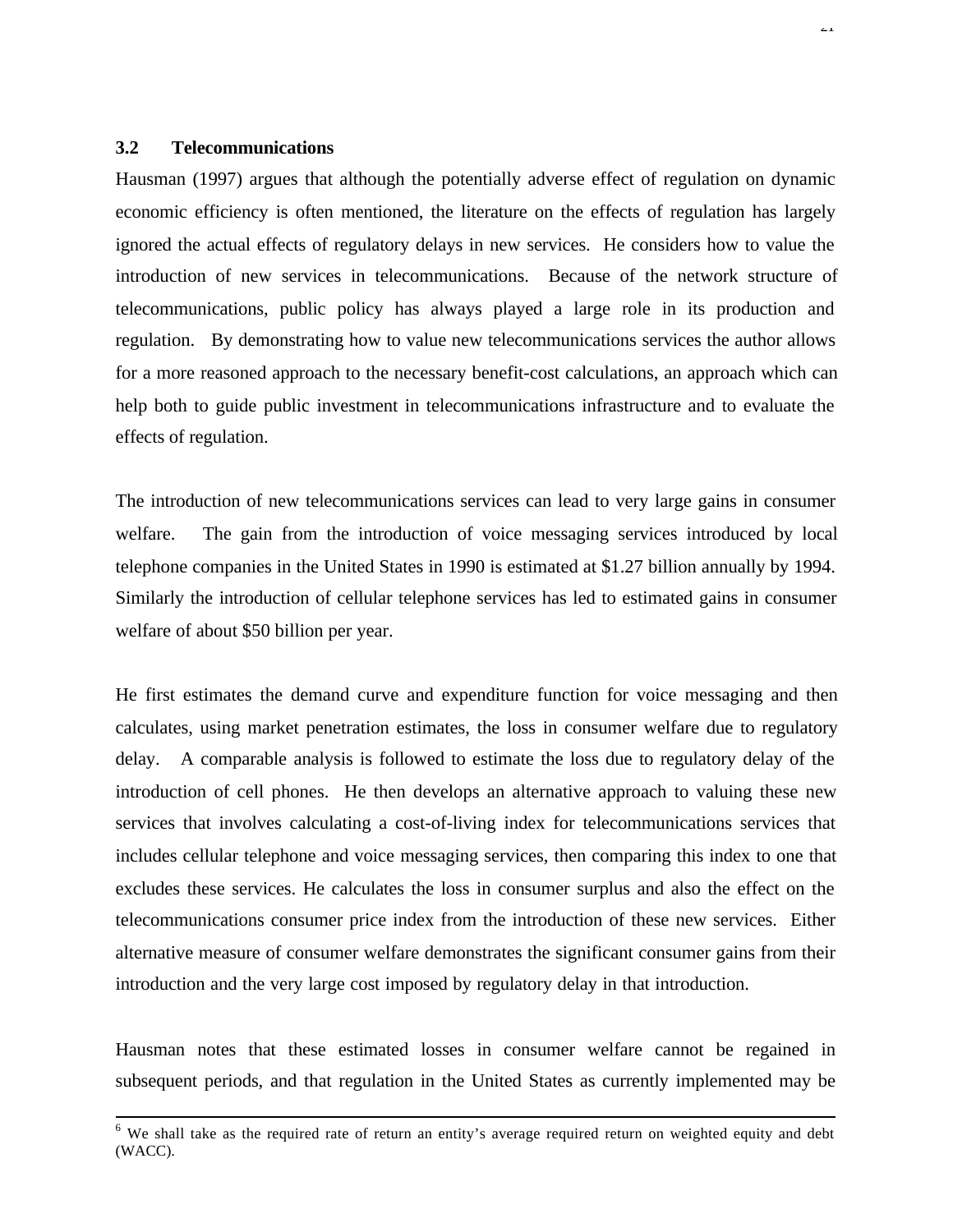### 3.2 Telecommunications

Hausman (1997) argues that although the potentially adverse effect of regulation on dynamic economic efficiency is often mentioned, the literature on the effects of regulation has largely ignored the actual effects of regulatory delays in new services. He considers how to value the introduction of new services in telecommunications. Because of the network structure of telecommunications, public policy has always played a large role in its production and regulation. By demonstrating how to value new telecommunications services the author allows for a more reasoned approach to the necessary benefit-cost calculations, an approach which can help both to guide public investment in telecommunications infrastructure and to evaluate the effects of regulation.

The introduction of new telecommunications services can lead to very large gains in consumer welfare. The gain from the introduction of voice messaging services introduced by local telephone companies in the United States in 1990 is estimated at $1.27 billion annually by 1994. Similarly the introduction of cellular telephone services has led to estimated gains in consumer welfare of about $50 billion per year.

He first estimates the demand curve and expenditure function for voice messaging and then calculates, using market penetration estimates, the loss in consumer welfare due to regulatory delay. A comparable analysis is followed to estimate the loss due to regulatory delay of the introduction of cell phones. He then develops an alternative approach to valuing these new services that involves calculating a cost-of-living index for telecommunications services that includes cellular telephone and voice messaging services, then comparing this index to one that excludes these services. He calculates the loss in consumer surplus and also the effect on the telecommunications consumer price index from the introduction of these new services. Either alternative measure of consumer welfare demonstrates the significant consumer gains from their introduction and the very large cost imposed by regulatory delay in that introduction.

Hausman notes that these estimated losses in consumer welfare cannot be regained in subsequent periods, and that regulation in the United States as currently implemented may be

---

[6] We shall take as the required rate of return an entity's average required return on weighted equity and debt (WACC).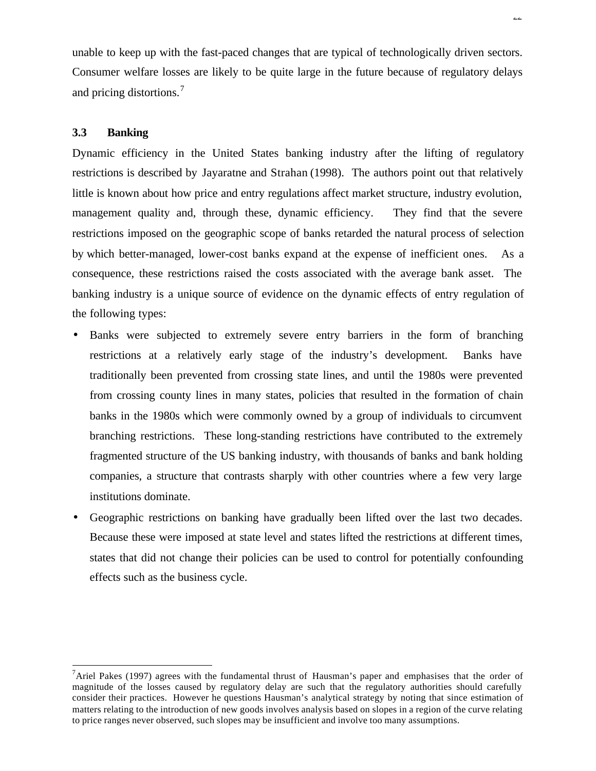unable to keep up with the fast-paced changes that are typical of technologically driven sectors. Consumer welfare losses are likely to be quite large in the future because of regulatory delays and pricing distortions.[7]

### 3.3 Banking

Dynamic efficiency in the United States banking industry after the lifting of regulatory restrictions is described by Jayaratne and Strahan (1998). The authors point out that relatively little is known about how price and entry regulations affect market structure, industry evolution, management quality and, through these, dynamic efficiency. They find that the severe restrictions imposed on the geographic scope of banks retarded the natural process of selection by which better-managed, lower-cost banks expand at the expense of inefficient ones. As a consequence, these restrictions raised the costs associated with the average bank asset. The banking industry is a unique source of evidence on the dynamic effects of entry regulation of the following types:

- Banks were subjected to extremely severe entry barriers in the form of branching restrictions at a relatively early stage of the industry's development. Banks have traditionally been prevented from crossing state lines, and until the 1980s were prevented from crossing county lines in many states, policies that resulted in the formation of chain banks in the 1980s which were commonly owned by a group of individuals to circumvent branching restrictions. These long-standing restrictions have contributed to the extremely fragmented structure of the US banking industry, with thousands of banks and bank holding companies, a structure that contrasts sharply with other countries where a few very large institutions dominate.
- Geographic restrictions on banking have gradually been lifted over the last two decades. Because these were imposed at state level and states lifted the restrictions at different times, states that did not change their policies can be used to control for potentially confounding effects such as the business cycle.

---

[7] Ariel Pakes (1997) agrees with the fundamental thrust of Hausman's paper and emphasises that the order of magnitude of the losses caused by regulatory delay are such that the regulatory authorities should carefully consider their practices. However he questions Hausman's analytical strategy by noting that since estimation of matters relating to the introduction of new goods involves analysis based on slopes in a region of the curve relating to price ranges never observed, such slopes may be insufficient and involve too many assumptions.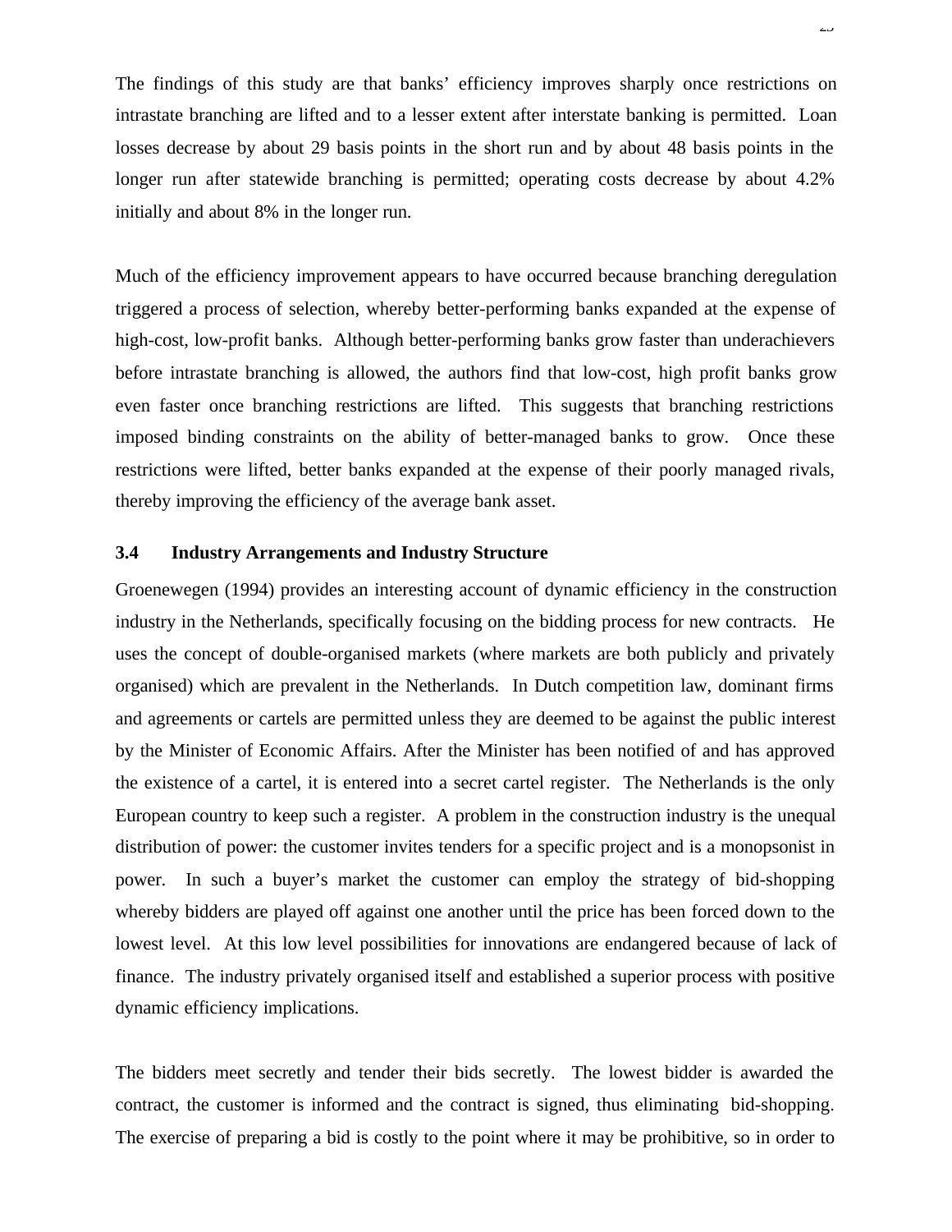The findings of this study are that banks' efficiency improves sharply once restrictions on intrastate branching are lifted and to a lesser extent after interstate banking is permitted. Loan losses decrease by about 29 basis points in the short run and by about 48 basis points in the longer run after statewide branching is permitted; operating costs decrease by about 4.2% initially and about 8% in the longer run.

Much of the efficiency improvement appears to have occurred because branching deregulation triggered a process of selection, whereby better-performing banks expanded at the expense of high-cost, low-profit banks. Although better-performing banks grow faster than underachievers before intrastate branching is allowed, the authors find that low-cost, high profit banks grow even faster once branching restrictions are lifted. This suggests that branching restrictions imposed binding constraints on the ability of better-managed banks to grow. Once these restrictions were lifted, better banks expanded at the expense of their poorly managed rivals, thereby improving the efficiency of the average bank asset.

### 3.4 Industry Arrangements and Industry Structure

Groenewegen (1994) provides an interesting account of dynamic efficiency in the construction industry in the Netherlands, specifically focusing on the bidding process for new contracts. He uses the concept of double-organised markets (where markets are both publicly and privately organised) which are prevalent in the Netherlands. In Dutch competition law, dominant firms and agreements or cartels are permitted unless they are deemed to be against the public interest by the Minister of Economic Affairs. After the Minister has been notified of and has approved the existence of a cartel, it is entered into a secret cartel register. The Netherlands is the only European country to keep such a register. A problem in the construction industry is the unequal distribution of power: the customer invites tenders for a specific project and is a monopsonist in power. In such a buyer's market the customer can employ the strategy of bid-shopping whereby bidders are played off against one another until the price has been forced down to the lowest level. At this low level possibilities for innovations are endangered because of lack of finance. The industry privately organised itself and established a superior process with positive dynamic efficiency implications.

The bidders meet secretly and tender their bids secretly. The lowest bidder is awarded the contract, the customer is informed and the contract is signed, thus eliminating bid-shopping. The exercise of preparing a bid is costly to the point where it may be prohibitive, so in order to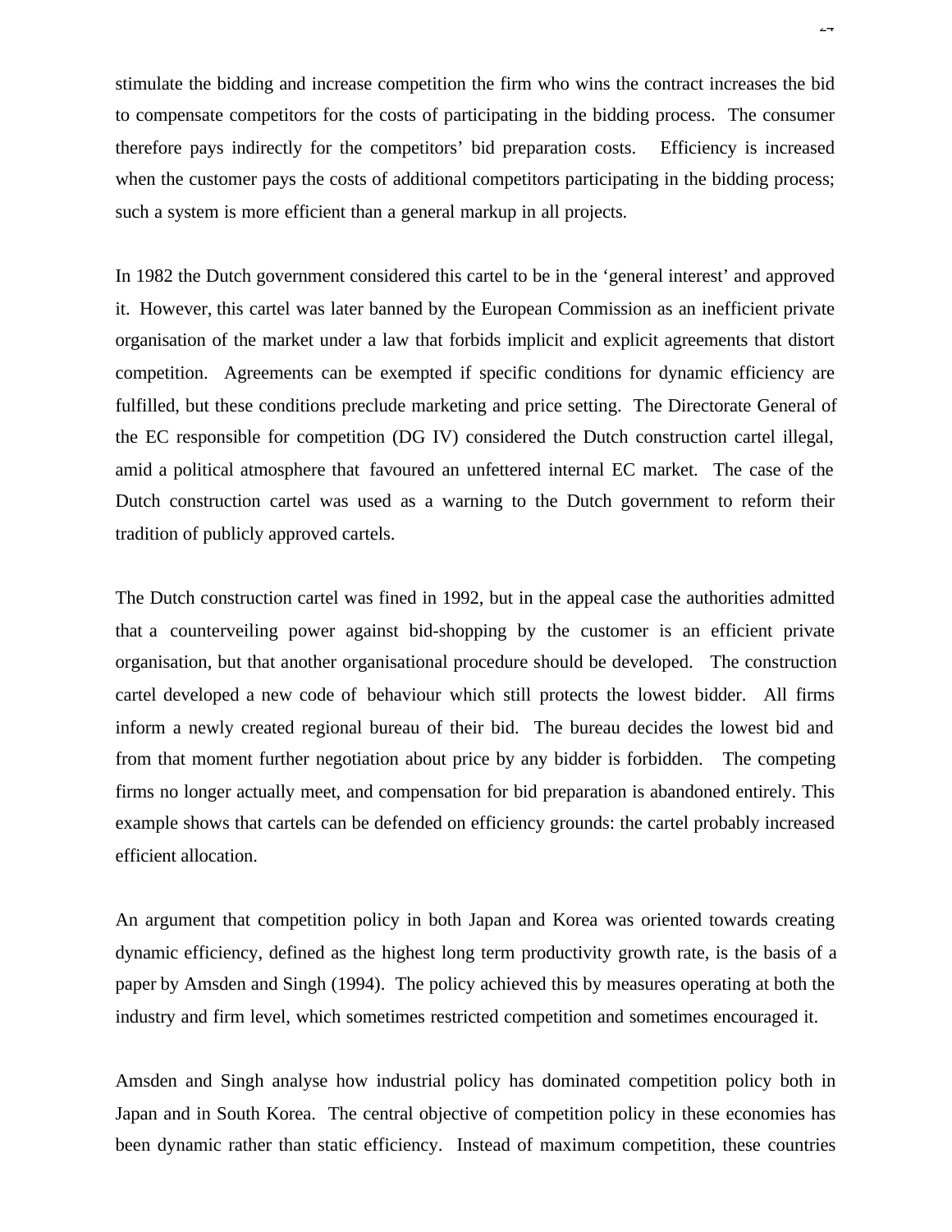stimulate the bidding and increase competition the firm who wins the contract increases the bid to compensate competitors for the costs of participating in the bidding process. The consumer therefore pays indirectly for the competitors' bid preparation costs. Efficiency is increased when the customer pays the costs of additional competitors participating in the bidding process; such a system is more efficient than a general markup in all projects.

In 1982 the Dutch government considered this cartel to be in the 'general interest' and approved it. However, this cartel was later banned by the European Commission as an inefficient private organisation of the market under a law that forbids implicit and explicit agreements that distort competition. Agreements can be exempted if specific conditions for dynamic efficiency are fulfilled, but these conditions preclude marketing and price setting. The Directorate General of the EC responsible for competition (DG IV) considered the Dutch construction cartel illegal, amid a political atmosphere that favoured an unfettered internal EC market. The case of the Dutch construction cartel was used as a warning to the Dutch government to reform their tradition of publicly approved cartels.

The Dutch construction cartel was fined in 1992, but in the appeal case the authorities admitted that a counterveiling power against bid-shopping by the customer is an efficient private organisation, but that another organisational procedure should be developed. The construction cartel developed a new code of behaviour which still protects the lowest bidder. All firms inform a newly created regional bureau of their bid. The bureau decides the lowest bid and from that moment further negotiation about price by any bidder is forbidden. The competing firms no longer actually meet, and compensation for bid preparation is abandoned entirely. This example shows that cartels can be defended on efficiency grounds: the cartel probably increased efficient allocation.

An argument that competition policy in both Japan and Korea was oriented towards creating dynamic efficiency, defined as the highest long term productivity growth rate, is the basis of a paper by Amsden and Singh (1994). The policy achieved this by measures operating at both the industry and firm level, which sometimes restricted competition and sometimes encouraged it.

Amsden and Singh analyse how industrial policy has dominated competition policy both in Japan and in South Korea. The central objective of competition policy in these economies has been dynamic rather than static efficiency. Instead of maximum competition, these countries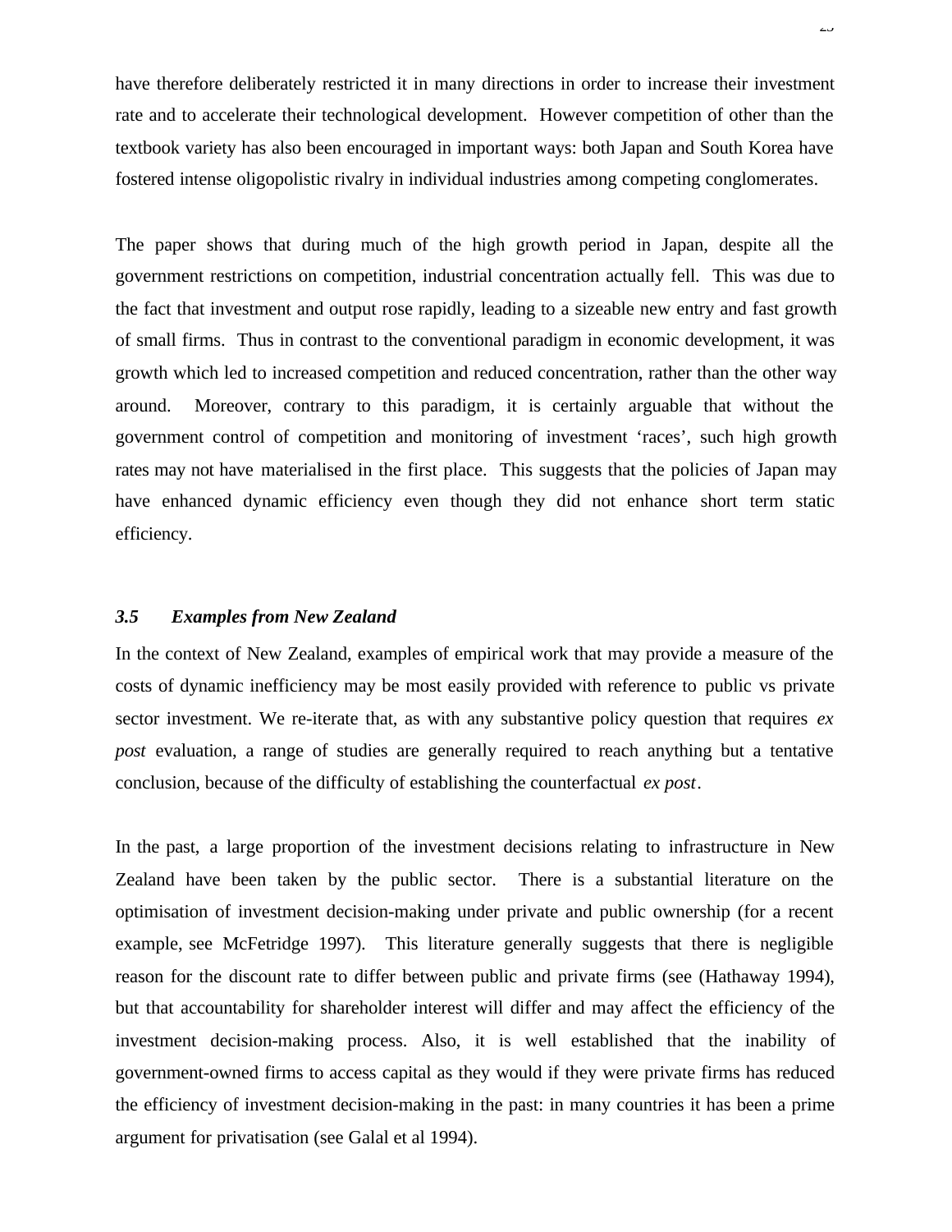have therefore deliberately restricted it in many directions in order to increase their investment rate and to accelerate their technological development. However competition of other than the textbook variety has also been encouraged in important ways: both Japan and South Korea have fostered intense oligopolistic rivalry in individual industries among competing conglomerates.

The paper shows that during much of the high growth period in Japan, despite all the government restrictions on competition, industrial concentration actually fell. This was due to the fact that investment and output rose rapidly, leading to a sizeable new entry and fast growth of small firms. Thus in contrast to the conventional paradigm in economic development, it was growth which led to increased competition and reduced concentration, rather than the other way around. Moreover, contrary to this paradigm, it is certainly arguable that without the government control of competition and monitoring of investment 'races', such high growth rates may not have materialised in the first place. This suggests that the policies of Japan may have enhanced dynamic efficiency even though they did not enhance short term static efficiency.

### *3.5 Examples from New Zealand*

In the context of New Zealand, examples of empirical work that may provide a measure of the costs of dynamic inefficiency may be most easily provided with reference to public vs private sector investment. We re-iterate that, as with any substantive policy question that requires *ex post* evaluation, a range of studies are generally required to reach anything but a tentative conclusion, because of the difficulty of establishing the counterfactual *ex post*.

In the past, a large proportion of the investment decisions relating to infrastructure in New Zealand have been taken by the public sector. There is a substantial literature on the optimisation of investment decision-making under private and public ownership (for a recent example, see McFetridge 1997). This literature generally suggests that there is negligible reason for the discount rate to differ between public and private firms (see (Hathaway 1994), but that accountability for shareholder interest will differ and may affect the efficiency of the investment decision-making process. Also, it is well established that the inability of government-owned firms to access capital as they would if they were private firms has reduced the efficiency of investment decision-making in the past: in many countries it has been a prime argument for privatisation (see Galal et al 1994).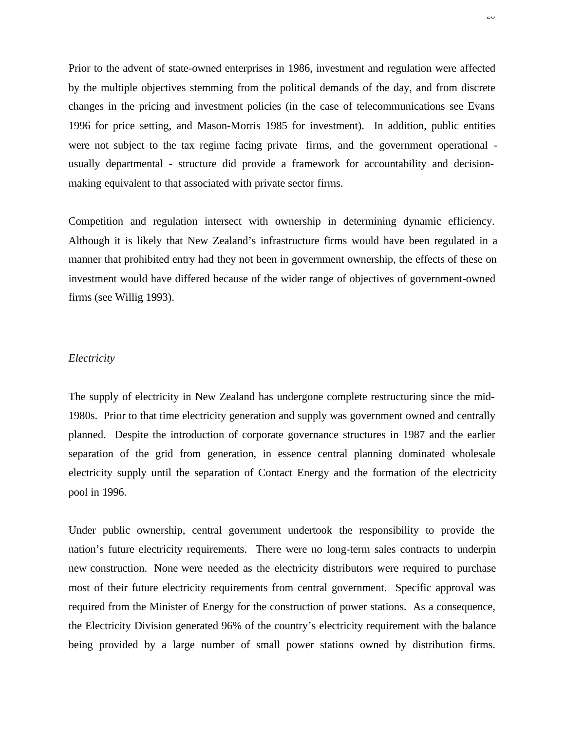Prior to the advent of state-owned enterprises in 1986, investment and regulation were affected by the multiple objectives stemming from the political demands of the day, and from discrete changes in the pricing and investment policies (in the case of telecommunications see Evans 1996 for price setting, and Mason-Morris 1985 for investment). In addition, public entities were not subject to the tax regime facing private firms, and the government operational - usually departmental - structure did provide a framework for accountability and decision-making equivalent to that associated with private sector firms.

Competition and regulation intersect with ownership in determining dynamic efficiency. Although it is likely that New Zealand's infrastructure firms would have been regulated in a manner that prohibited entry had they not been in government ownership, the effects of these on investment would have differed because of the wider range of objectives of government-owned firms (see Willig 1993).

*Electricity*

The supply of electricity in New Zealand has undergone complete restructuring since the mid-1980s. Prior to that time electricity generation and supply was government owned and centrally planned. Despite the introduction of corporate governance structures in 1987 and the earlier separation of the grid from generation, in essence central planning dominated wholesale electricity supply until the separation of Contact Energy and the formation of the electricity pool in 1996.

Under public ownership, central government undertook the responsibility to provide the nation's future electricity requirements. There were no long-term sales contracts to underpin new construction. None were needed as the electricity distributors were required to purchase most of their future electricity requirements from central government. Specific approval was required from the Minister of Energy for the construction of power stations. As a consequence, the Electricity Division generated 96% of the country's electricity requirement with the balance being provided by a large number of small power stations owned by distribution firms.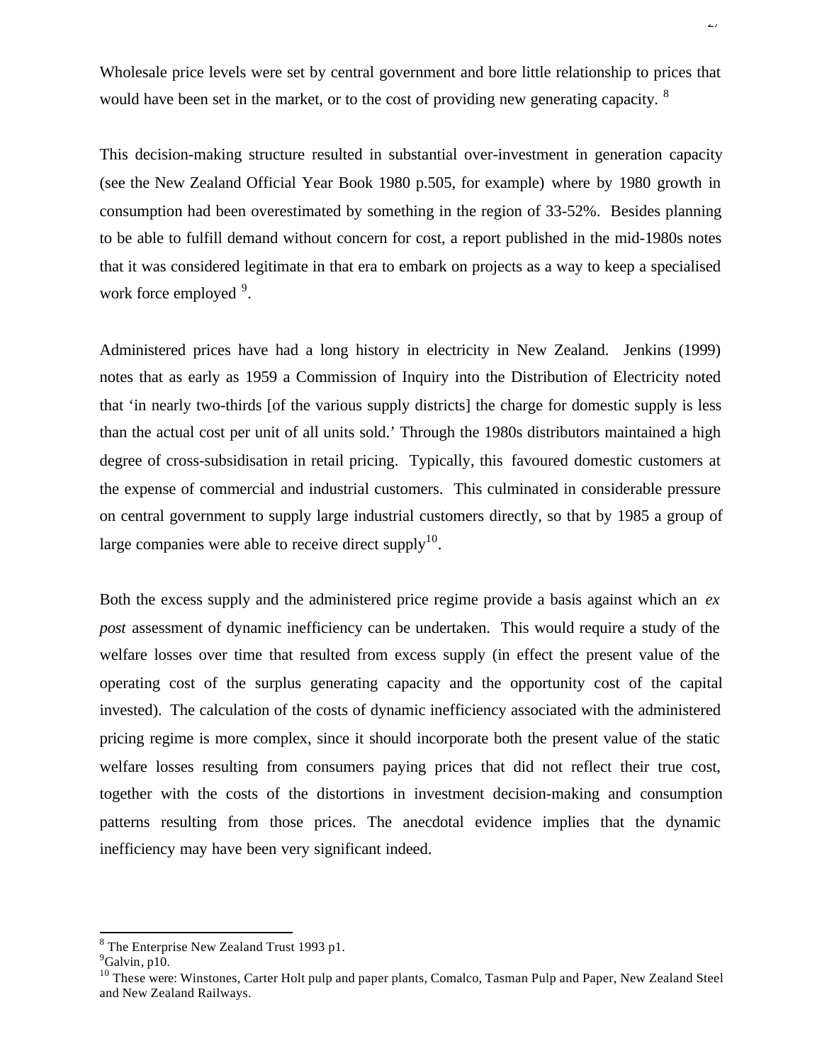Wholesale price levels were set by central government and bore little relationship to prices that would have been set in the market, or to the cost of providing new generating capacity. [8]

This decision-making structure resulted in substantial over-investment in generation capacity (see the New Zealand Official Year Book 1980 p.505, for example) where by 1980 growth in consumption had been overestimated by something in the region of 33-52%. Besides planning to be able to fulfill demand without concern for cost, a report published in the mid-1980s notes that it was considered legitimate in that era to embark on projects as a way to keep a specialised work force employed [9].

Administered prices have had a long history in electricity in New Zealand. Jenkins (1999) notes that as early as 1959 a Commission of Inquiry into the Distribution of Electricity noted that 'in nearly two-thirds [of the various supply districts] the charge for domestic supply is less than the actual cost per unit of all units sold.' Through the 1980s distributors maintained a high degree of cross-subsidisation in retail pricing. Typically, this favoured domestic customers at the expense of commercial and industrial customers. This culminated in considerable pressure on central government to supply large industrial customers directly, so that by 1985 a group of large companies were able to receive direct supply[10].

Both the excess supply and the administered price regime provide a basis against which an *ex post* assessment of dynamic inefficiency can be undertaken. This would require a study of the welfare losses over time that resulted from excess supply (in effect the present value of the operating cost of the surplus generating capacity and the opportunity cost of the capital invested). The calculation of the costs of dynamic inefficiency associated with the administered pricing regime is more complex, since it should incorporate both the present value of the static welfare losses resulting from consumers paying prices that did not reflect their true cost, together with the costs of the distortions in investment decision-making and consumption patterns resulting from those prices. The anecdotal evidence implies that the dynamic inefficiency may have been very significant indeed.

---

[8] The Enterprise New Zealand Trust 1993 p1.

[9] Galvin, p10.

[10] These were: Winstones, Carter Holt pulp and paper plants, Comalco, Tasman Pulp and Paper, New Zealand Steel and New Zealand Railways.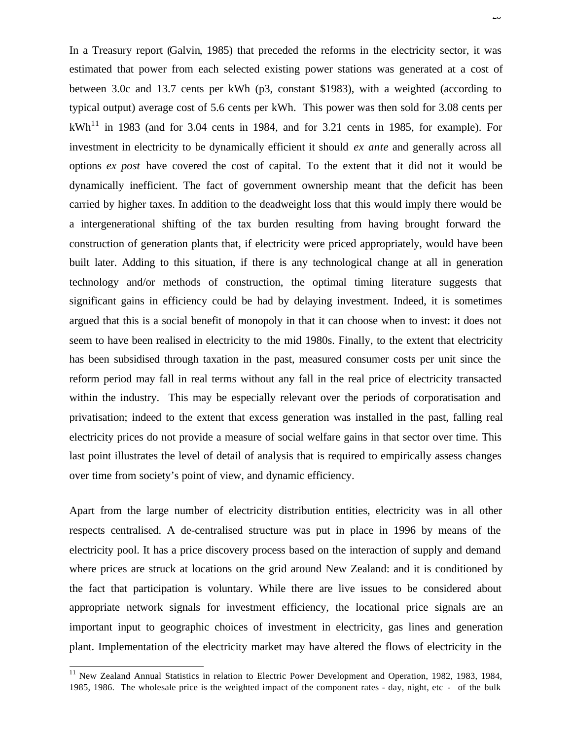In a Treasury report (Galvin, 1985) that preceded the reforms in the electricity sector, it was estimated that power from each selected existing power stations was generated at a cost of between 3.0c and 13.7 cents per kWh (p3, constant $1983), with a weighted (according to typical output) average cost of 5.6 cents per kWh. This power was then sold for 3.08 cents per kWh[11] in 1983 (and for 3.04 cents in 1984, and for 3.21 cents in 1985, for example). For investment in electricity to be dynamically efficient it should *ex ante* and generally across all options *ex post* have covered the cost of capital. To the extent that it did not it would be dynamically inefficient. The fact of government ownership meant that the deficit has been carried by higher taxes. In addition to the deadweight loss that this would imply there would be a intergenerational shifting of the tax burden resulting from having brought forward the construction of generation plants that, if electricity were priced appropriately, would have been built later. Adding to this situation, if there is any technological change at all in generation technology and/or methods of construction, the optimal timing literature suggests that significant gains in efficiency could be had by delaying investment. Indeed, it is sometimes argued that this is a social benefit of monopoly in that it can choose when to invest: it does not seem to have been realised in electricity to the mid 1980s. Finally, to the extent that electricity has been subsidised through taxation in the past, measured consumer costs per unit since the reform period may fall in real terms without any fall in the real price of electricity transacted within the industry. This may be especially relevant over the periods of corporatisation and privatisation; indeed to the extent that excess generation was installed in the past, falling real electricity prices do not provide a measure of social welfare gains in that sector over time. This last point illustrates the level of detail of analysis that is required to empirically assess changes over time from society's point of view, and dynamic efficiency.

Apart from the large number of electricity distribution entities, electricity was in all other respects centralised. A de-centralised structure was put in place in 1996 by means of the electricity pool. It has a price discovery process based on the interaction of supply and demand where prices are struck at locations on the grid around New Zealand: and it is conditioned by the fact that participation is voluntary. While there are live issues to be considered about appropriate network signals for investment efficiency, the locational price signals are an important input to geographic choices of investment in electricity, gas lines and generation plant. Implementation of the electricity market may have altered the flows of electricity in the

[11] New Zealand Annual Statistics in relation to Electric Power Development and Operation, 1982, 1983, 1984, 1985, 1986. The wholesale price is the weighted impact of the component rates - day, night, etc - of the bulk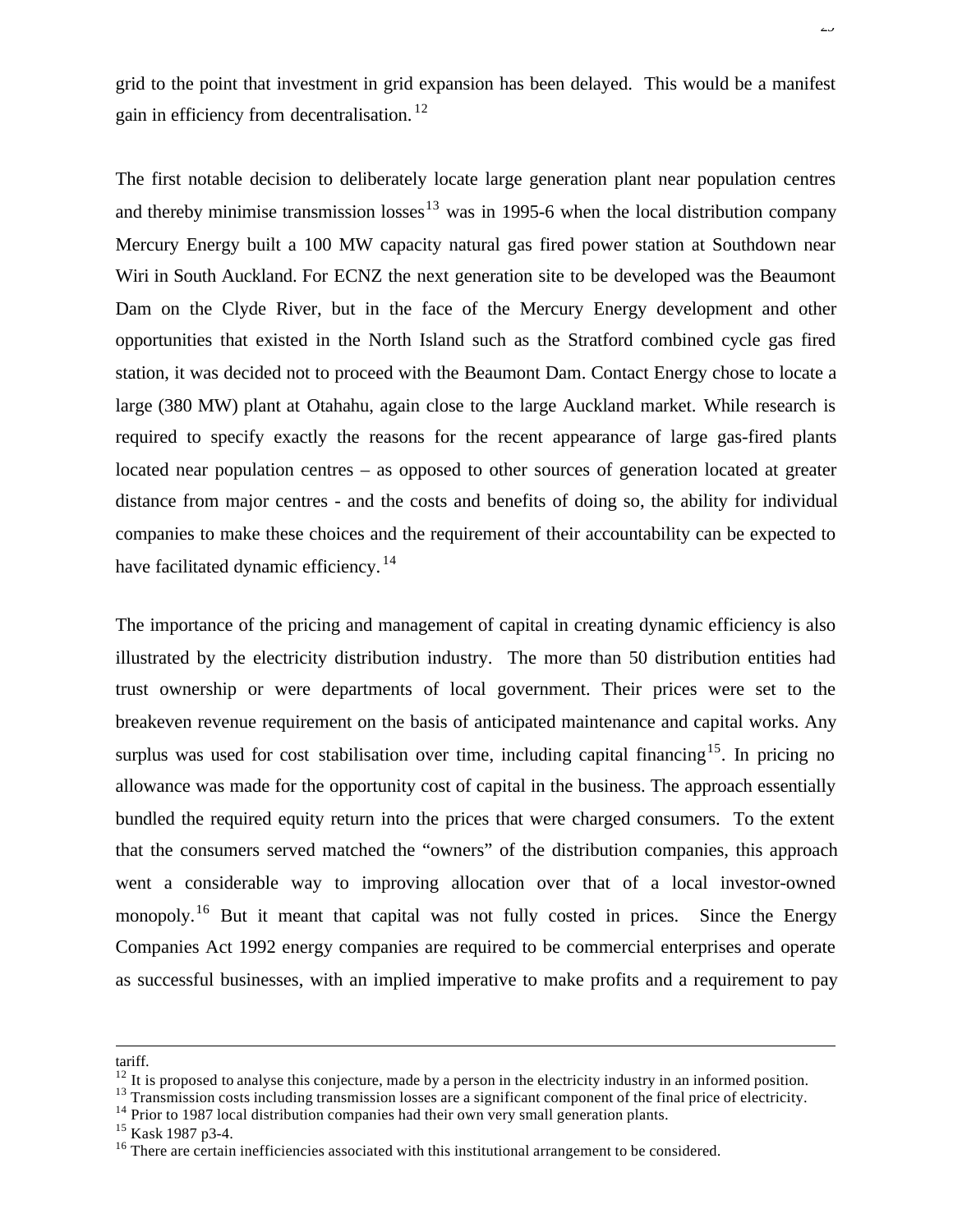grid to the point that investment in grid expansion has been delayed. This would be a manifest gain in efficiency from decentralisation.[12]

The first notable decision to deliberately locate large generation plant near population centres and thereby minimise transmission losses[13] was in 1995-6 when the local distribution company Mercury Energy built a 100 MW capacity natural gas fired power station at Southdown near Wiri in South Auckland. For ECNZ the next generation site to be developed was the Beaumont Dam on the Clyde River, but in the face of the Mercury Energy development and other opportunities that existed in the North Island such as the Stratford combined cycle gas fired station, it was decided not to proceed with the Beaumont Dam. Contact Energy chose to locate a large (380 MW) plant at Otahahu, again close to the large Auckland market. While research is required to specify exactly the reasons for the recent appearance of large gas-fired plants located near population centres – as opposed to other sources of generation located at greater distance from major centres - and the costs and benefits of doing so, the ability for individual companies to make these choices and the requirement of their accountability can be expected to have facilitated dynamic efficiency.[14]

The importance of the pricing and management of capital in creating dynamic efficiency is also illustrated by the electricity distribution industry. The more than 50 distribution entities had trust ownership or were departments of local government. Their prices were set to the breakeven revenue requirement on the basis of anticipated maintenance and capital works. Any surplus was used for cost stabilisation over time, including capital financing[15]. In pricing no allowance was made for the opportunity cost of capital in the business. The approach essentially bundled the required equity return into the prices that were charged consumers. To the extent that the consumers served matched the "owners" of the distribution companies, this approach went a considerable way to improving allocation over that of a local investor-owned monopoly.[16] But it meant that capital was not fully costed in prices. Since the Energy Companies Act 1992 energy companies are required to be commercial enterprises and operate as successful businesses, with an implied imperative to make profits and a requirement to pay

---

tariff.

[12] It is proposed to analyse this conjecture, made by a person in the electricity industry in an informed position.

[13] Transmission costs including transmission losses are a significant component of the final price of electricity.

[14] Prior to 1987 local distribution companies had their own very small generation plants.

[15] Kask 1987 p3-4.

[16] There are certain inefficiencies associated with this institutional arrangement to be considered.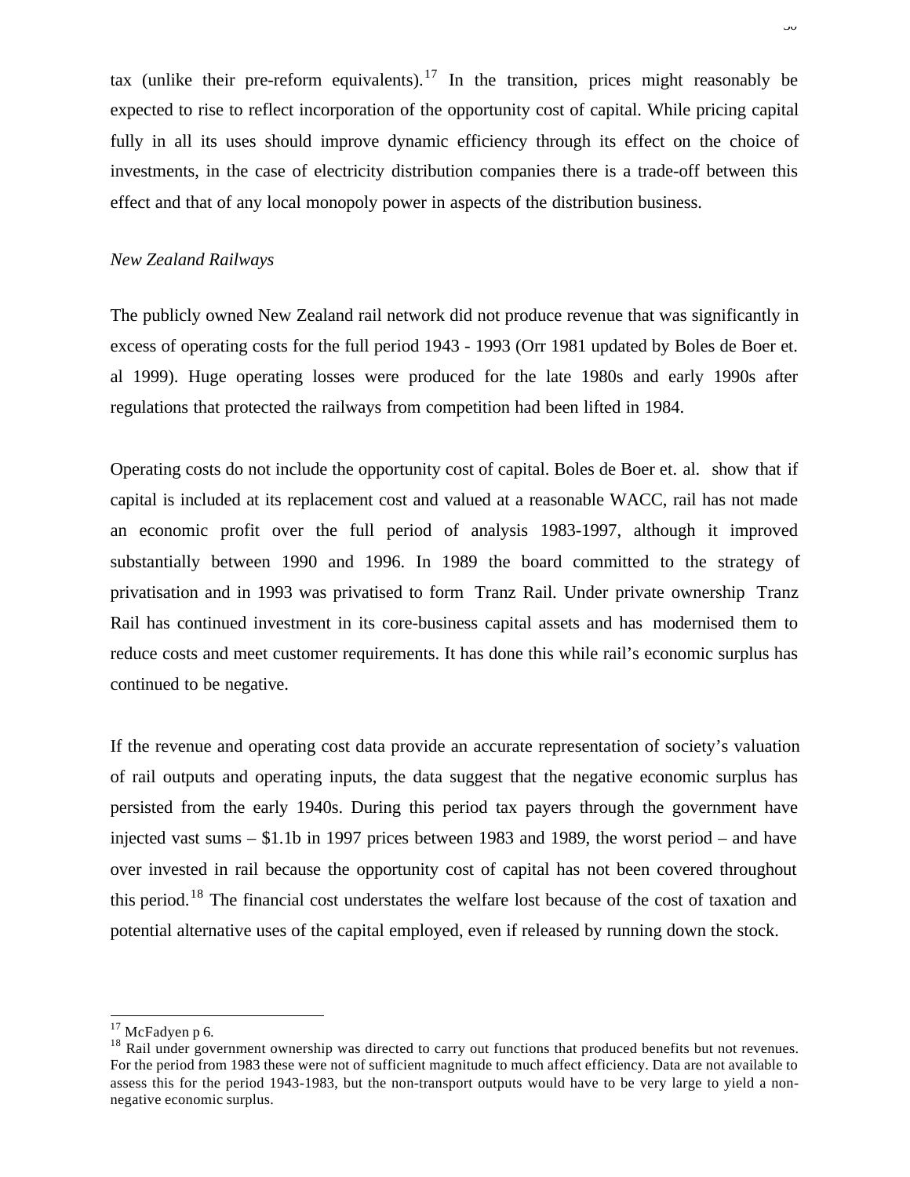tax (unlike their pre-reform equivalents).[17] In the transition, prices might reasonably be expected to rise to reflect incorporation of the opportunity cost of capital. While pricing capital fully in all its uses should improve dynamic efficiency through its effect on the choice of investments, in the case of electricity distribution companies there is a trade-off between this effect and that of any local monopoly power in aspects of the distribution business.

*New Zealand Railways*

The publicly owned New Zealand rail network did not produce revenue that was significantly in excess of operating costs for the full period 1943 - 1993 (Orr 1981 updated by Boles de Boer et. al 1999). Huge operating losses were produced for the late 1980s and early 1990s after regulations that protected the railways from competition had been lifted in 1984.

Operating costs do not include the opportunity cost of capital. Boles de Boer et. al. show that if capital is included at its replacement cost and valued at a reasonable WACC, rail has not made an economic profit over the full period of analysis 1983-1997, although it improved substantially between 1990 and 1996. In 1989 the board committed to the strategy of privatisation and in 1993 was privatised to form Tranz Rail. Under private ownership Tranz Rail has continued investment in its core-business capital assets and has modernised them to reduce costs and meet customer requirements. It has done this while rail's economic surplus has continued to be negative.

If the revenue and operating cost data provide an accurate representation of society's valuation of rail outputs and operating inputs, the data suggest that the negative economic surplus has persisted from the early 1940s. During this period tax payers through the government have injected vast sums – $1.1b in 1997 prices between 1983 and 1989, the worst period – and have over invested in rail because the opportunity cost of capital has not been covered throughout this period.[18] The financial cost understates the welfare lost because of the cost of taxation and potential alternative uses of the capital employed, even if released by running down the stock.

---

[17] McFadyen p 6.

[18] Rail under government ownership was directed to carry out functions that produced benefits but not revenues. For the period from 1983 these were not of sufficient magnitude to much affect efficiency. Data are not available to assess this for the period 1943-1983, but the non-transport outputs would have to be very large to yield a non-negative economic surplus.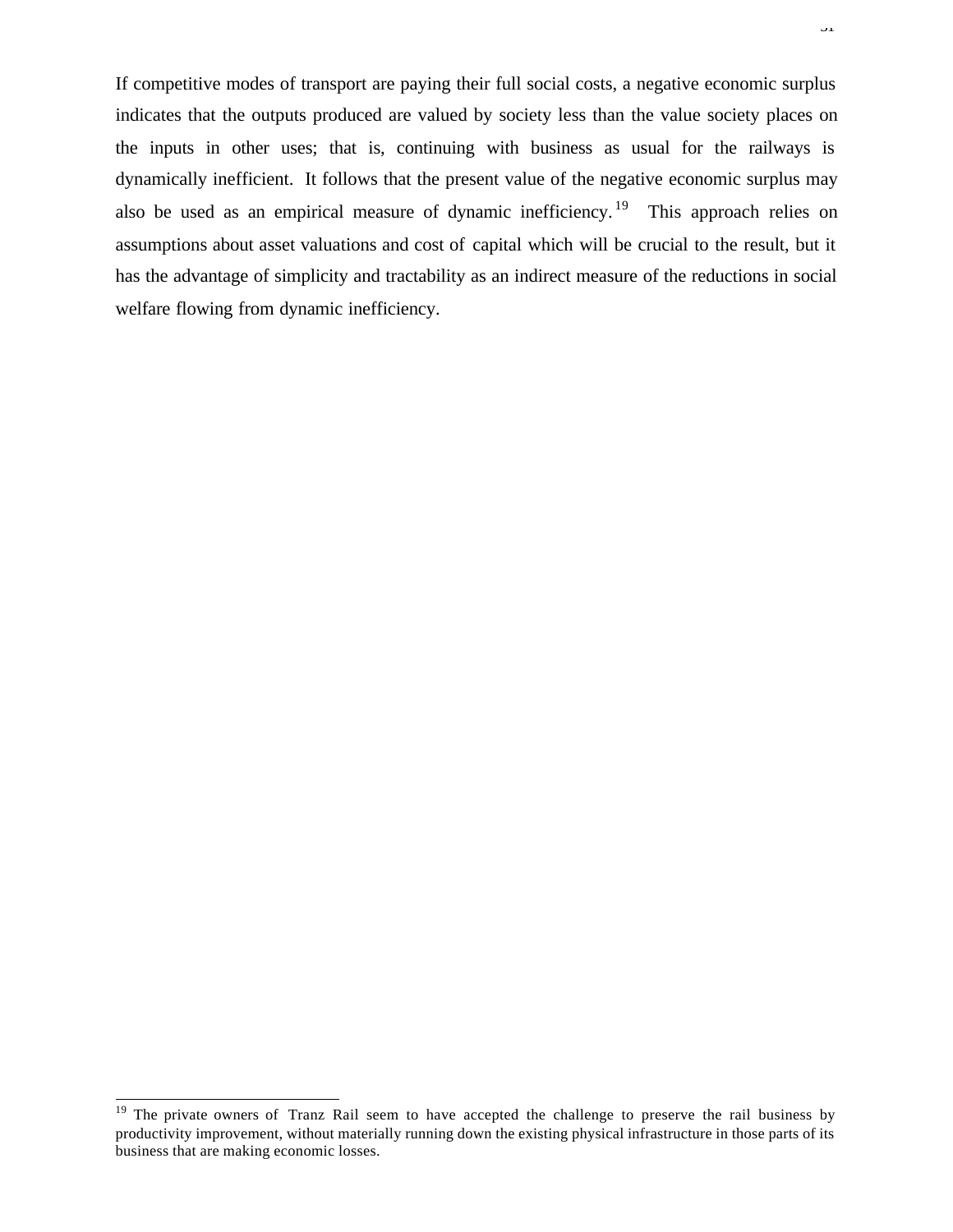If competitive modes of transport are paying their full social costs, a negative economic surplus indicates that the outputs produced are valued by society less than the value society places on the inputs in other uses; that is, continuing with business as usual for the railways is dynamically inefficient. It follows that the present value of the negative economic surplus may also be used as an empirical measure of dynamic inefficiency.[19] This approach relies on assumptions about asset valuations and cost of capital which will be crucial to the result, but it has the advantage of simplicity and tractability as an indirect measure of the reductions in social welfare flowing from dynamic inefficiency.

[19] The private owners of Tranz Rail seem to have accepted the challenge to preserve the rail business by productivity improvement, without materially running down the existing physical infrastructure in those parts of its business that are making economic losses.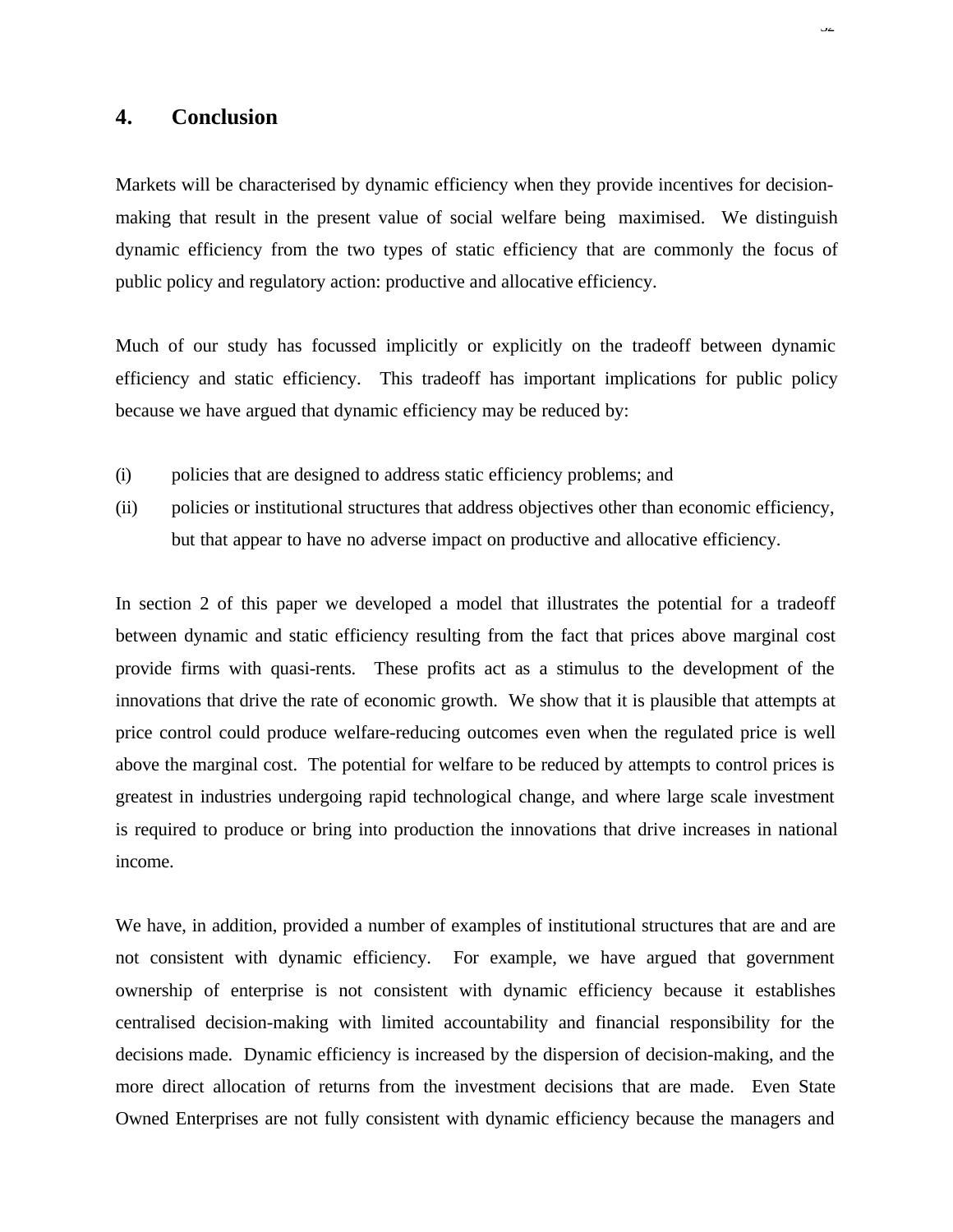## 4. Conclusion

Markets will be characterised by dynamic efficiency when they provide incentives for decision-making that result in the present value of social welfare being maximised. We distinguish dynamic efficiency from the two types of static efficiency that are commonly the focus of public policy and regulatory action: productive and allocative efficiency.

Much of our study has focussed implicitly or explicitly on the tradeoff between dynamic efficiency and static efficiency. This tradeoff has important implications for public policy because we have argued that dynamic efficiency may be reduced by:

(i) policies that are designed to address static efficiency problems; and

(ii) policies or institutional structures that address objectives other than economic efficiency, but that appear to have no adverse impact on productive and allocative efficiency.

In section 2 of this paper we developed a model that illustrates the potential for a tradeoff between dynamic and static efficiency resulting from the fact that prices above marginal cost provide firms with quasi-rents. These profits act as a stimulus to the development of the innovations that drive the rate of economic growth. We show that it is plausible that attempts at price control could produce welfare-reducing outcomes even when the regulated price is well above the marginal cost. The potential for welfare to be reduced by attempts to control prices is greatest in industries undergoing rapid technological change, and where large scale investment is required to produce or bring into production the innovations that drive increases in national income.

We have, in addition, provided a number of examples of institutional structures that are and are not consistent with dynamic efficiency. For example, we have argued that government ownership of enterprise is not consistent with dynamic efficiency because it establishes centralised decision-making with limited accountability and financial responsibility for the decisions made. Dynamic efficiency is increased by the dispersion of decision-making, and the more direct allocation of returns from the investment decisions that are made. Even State Owned Enterprises are not fully consistent with dynamic efficiency because the managers and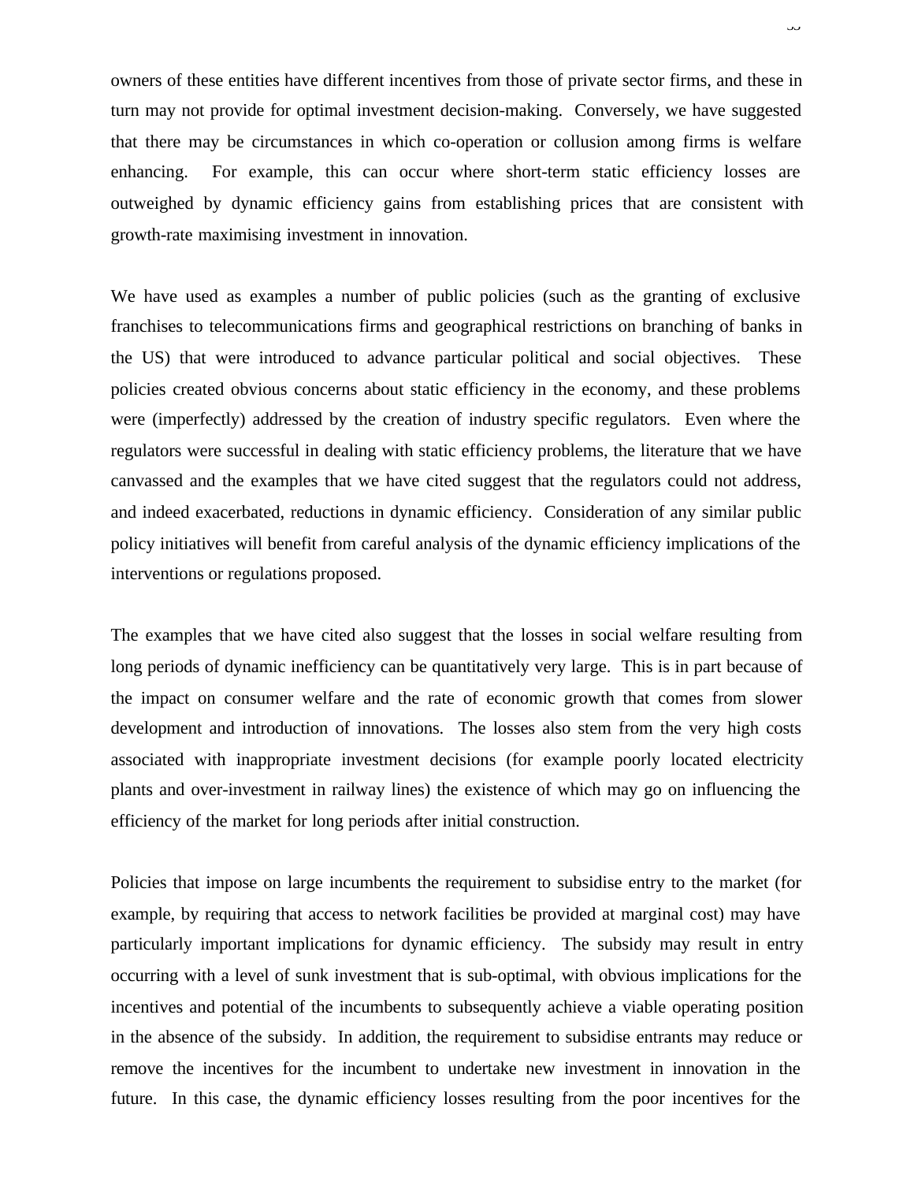owners of these entities have different incentives from those of private sector firms, and these in turn may not provide for optimal investment decision-making. Conversely, we have suggested that there may be circumstances in which co-operation or collusion among firms is welfare enhancing. For example, this can occur where short-term static efficiency losses are outweighed by dynamic efficiency gains from establishing prices that are consistent with growth-rate maximising investment in innovation.

We have used as examples a number of public policies (such as the granting of exclusive franchises to telecommunications firms and geographical restrictions on branching of banks in the US) that were introduced to advance particular political and social objectives. These policies created obvious concerns about static efficiency in the economy, and these problems were (imperfectly) addressed by the creation of industry specific regulators. Even where the regulators were successful in dealing with static efficiency problems, the literature that we have canvassed and the examples that we have cited suggest that the regulators could not address, and indeed exacerbated, reductions in dynamic efficiency. Consideration of any similar public policy initiatives will benefit from careful analysis of the dynamic efficiency implications of the interventions or regulations proposed.

The examples that we have cited also suggest that the losses in social welfare resulting from long periods of dynamic inefficiency can be quantitatively very large. This is in part because of the impact on consumer welfare and the rate of economic growth that comes from slower development and introduction of innovations. The losses also stem from the very high costs associated with inappropriate investment decisions (for example poorly located electricity plants and over-investment in railway lines) the existence of which may go on influencing the efficiency of the market for long periods after initial construction.

Policies that impose on large incumbents the requirement to subsidise entry to the market (for example, by requiring that access to network facilities be provided at marginal cost) may have particularly important implications for dynamic efficiency. The subsidy may result in entry occurring with a level of sunk investment that is sub-optimal, with obvious implications for the incentives and potential of the incumbents to subsequently achieve a viable operating position in the absence of the subsidy. In addition, the requirement to subsidise entrants may reduce or remove the incentives for the incumbent to undertake new investment in innovation in the future. In this case, the dynamic efficiency losses resulting from the poor incentives for the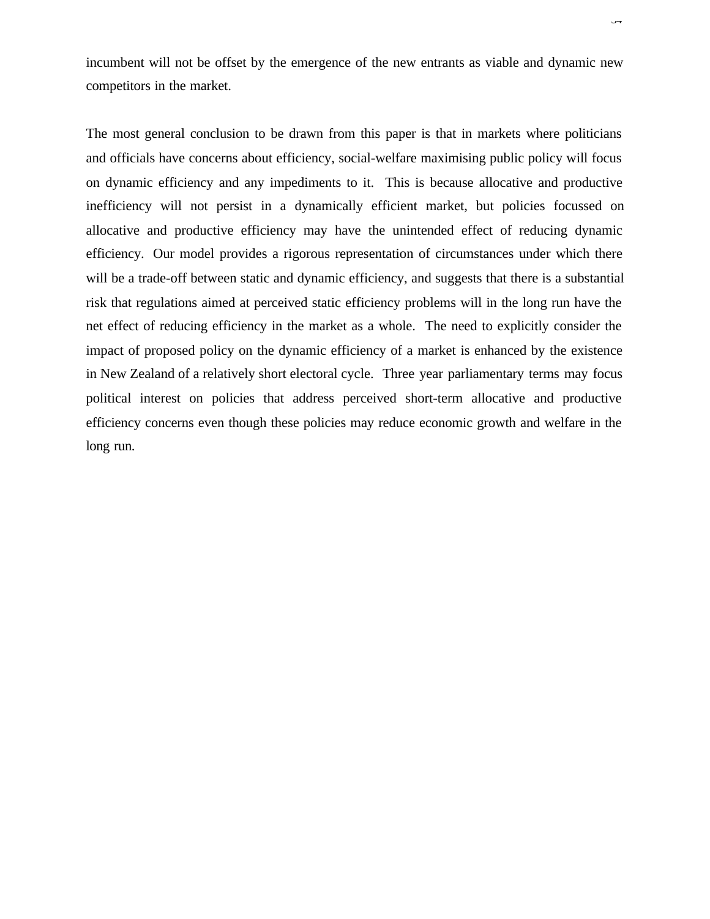incumbent will not be offset by the emergence of the new entrants as viable and dynamic new competitors in the market.

The most general conclusion to be drawn from this paper is that in markets where politicians and officials have concerns about efficiency, social-welfare maximising public policy will focus on dynamic efficiency and any impediments to it. This is because allocative and productive inefficiency will not persist in a dynamically efficient market, but policies focussed on allocative and productive efficiency may have the unintended effect of reducing dynamic efficiency. Our model provides a rigorous representation of circumstances under which there will be a trade-off between static and dynamic efficiency, and suggests that there is a substantial risk that regulations aimed at perceived static efficiency problems will in the long run have the net effect of reducing efficiency in the market as a whole. The need to explicitly consider the impact of proposed policy on the dynamic efficiency of a market is enhanced by the existence in New Zealand of a relatively short electoral cycle. Three year parliamentary terms may focus political interest on policies that address perceived short-term allocative and productive efficiency concerns even though these policies may reduce economic growth and welfare in the long run.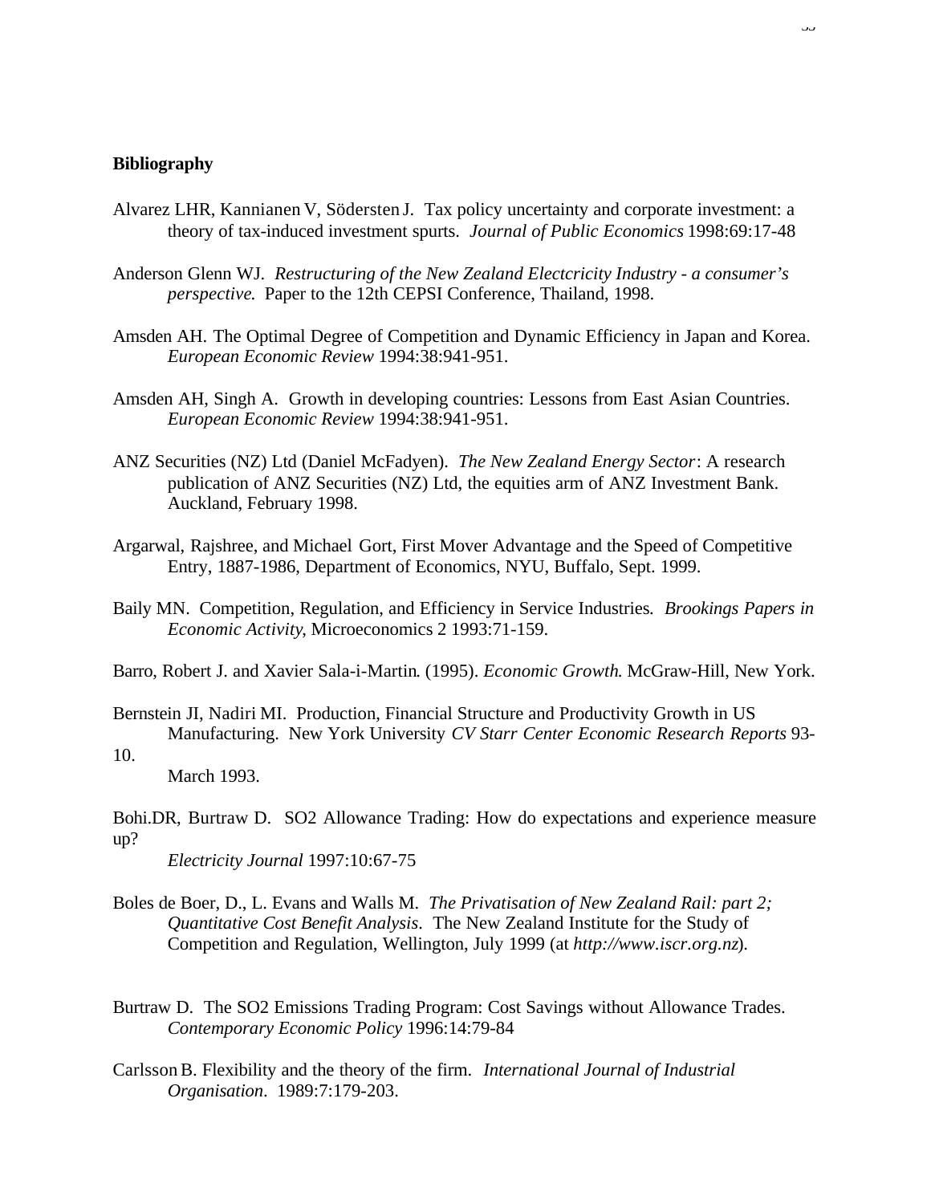**Bibliography**

Alvarez LHR, Kannianen V, Södersten J. Tax policy uncertainty and corporate investment: a theory of tax-induced investment spurts. *Journal of Public Economics* 1998:69:17-48

Anderson Glenn WJ. *Restructuring of the New Zealand Electcricity Industry - a consumer's perspective*. Paper to the 12th CEPSI Conference, Thailand, 1998.

Amsden AH. The Optimal Degree of Competition and Dynamic Efficiency in Japan and Korea. *European Economic Review* 1994:38:941-951.

Amsden AH, Singh A. Growth in developing countries: Lessons from East Asian Countries. *European Economic Review* 1994:38:941-951.

ANZ Securities (NZ) Ltd (Daniel McFadyen). *The New Zealand Energy Sector*: A research publication of ANZ Securities (NZ) Ltd, the equities arm of ANZ Investment Bank. Auckland, February 1998.

Argarwal, Rajshree, and Michael Gort, First Mover Advantage and the Speed of Competitive Entry, 1887-1986, Department of Economics, NYU, Buffalo, Sept. 1999.

Baily MN. Competition, Regulation, and Efficiency in Service Industries. *Brookings Papers in Economic Activity*, Microeconomics 2 1993:71-159.

Barro, Robert J. and Xavier Sala-i-Martin. (1995). *Economic Growth*. McGraw-Hill, New York.

Bernstein JI, Nadiri MI. Production, Financial Structure and Productivity Growth in US Manufacturing. New York University *CV Starr Center Economic Research Reports* 93-10.
March 1993.

Bohi.DR, Burtraw D. SO2 Allowance Trading: How do expectations and experience measure up?
*Electricity Journal* 1997:10:67-75

Boles de Boer, D., L. Evans and Walls M. *The Privatisation of New Zealand Rail: part 2; Quantitative Cost Benefit Analysis*. The New Zealand Institute for the Study of Competition and Regulation, Wellington, July 1999 (at *http://www.iscr.org.nz*).

Burtraw D. The SO2 Emissions Trading Program: Cost Savings without Allowance Trades. *Contemporary Economic Policy* 1996:14:79-84

Carlsson B. Flexibility and the theory of the firm. *International Journal of Industrial Organisation*. 1989:7:179-203.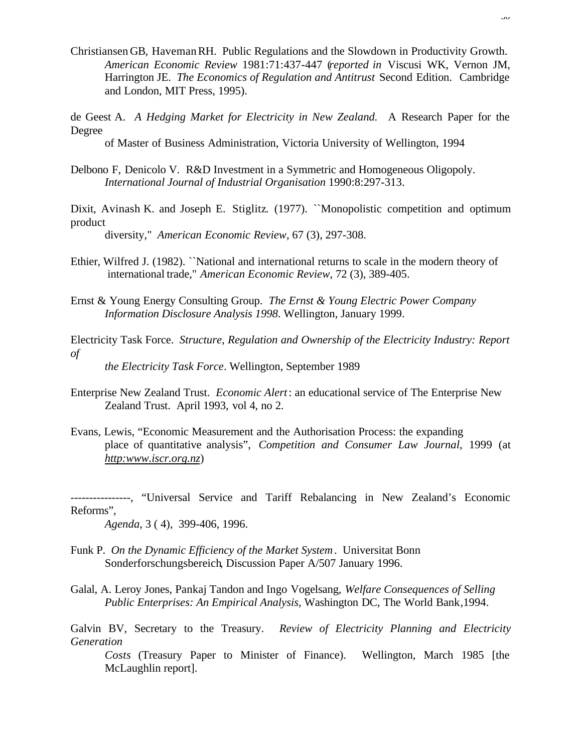Christiansen GB, Haveman RH. Public Regulations and the Slowdown in Productivity Growth. *American Economic Review* 1981:71:437-447 (*reported in* Viscusi WK, Vernon JM, Harrington JE. *The Economics of Regulation and Antitrust* Second Edition. Cambridge and London, MIT Press, 1995).

de Geest A. *A Hedging Market for Electricity in New Zealand.* A Research Paper for the Degree of Master of Business Administration, Victoria University of Wellington, 1994

Delbono F, Denicolo V. R&D Investment in a Symmetric and Homogeneous Oligopoly. *International Journal of Industrial Organisation* 1990:8:297-313.

Dixit, Avinash K. and Joseph E. Stiglitz. (1977). ``Monopolistic competition and optimum product diversity,'' *American Economic Review*, 67 (3), 297-308.

Ethier, Wilfred J. (1982). ``National and international returns to scale in the modern theory of international trade,'' *American Economic Review*, 72 (3), 389-405.

Ernst & Young Energy Consulting Group. *The Ernst & Young Electric Power Company Information Disclosure Analysis 1998*. Wellington, January 1999.

Electricity Task Force. *Structure, Regulation and Ownership of the Electricity Industry: Report of the Electricity Task Force*. Wellington, September 1989

Enterprise New Zealand Trust. *Economic Alert*: an educational service of The Enterprise New Zealand Trust. April 1993, vol 4, no 2.

Evans, Lewis, "Economic Measurement and the Authorisation Process: the expanding place of quantitative analysis", *Competition and Consumer Law Journal*, 1999 (at http:www.iscr.org.nz)

----------------, "Universal Service and Tariff Rebalancing in New Zealand's Economic Reforms", *Agenda*, 3 ( 4), 399-406, 1996.

Funk P. *On the Dynamic Efficiency of the Market System*. Universitat Bonn Sonderforschungsbereich, Discussion Paper A/507 January 1996.

Galal, A. Leroy Jones, Pankaj Tandon and Ingo Vogelsang, *Welfare Consequences of Selling Public Enterprises: An Empirical Analysis,* Washington DC, The World Bank,1994.

Galvin BV, Secretary to the Treasury. *Review of Electricity Planning and Electricity Generation Costs* (Treasury Paper to Minister of Finance). Wellington, March 1985 [the McLaughlin report].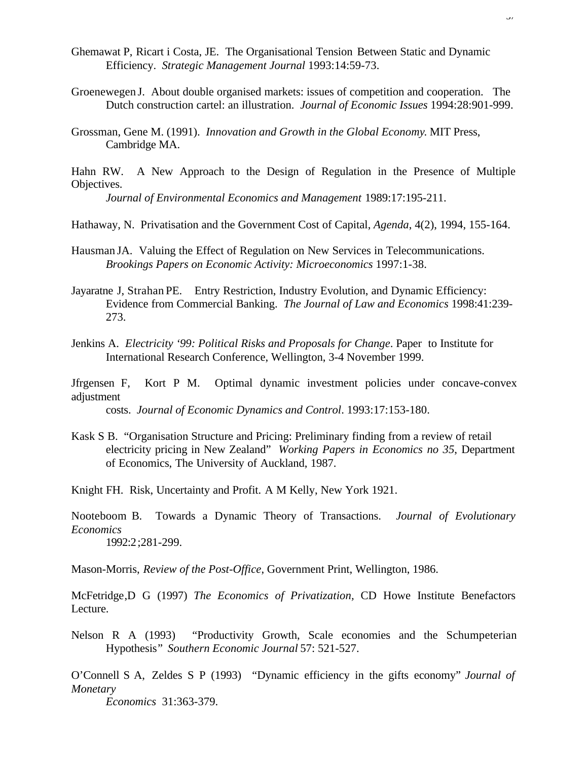Ghemawat P, Ricart i Costa, JE. The Organisational Tension Between Static and Dynamic Efficiency. *Strategic Management Journal* 1993:14:59-73.

Groenewegen J. About double organised markets: issues of competition and cooperation. The Dutch construction cartel: an illustration. *Journal of Economic Issues* 1994:28:901-999.

Grossman, Gene M. (1991). *Innovation and Growth in the Global Economy.* MIT Press, Cambridge MA.

Hahn RW. A New Approach to the Design of Regulation in the Presence of Multiple Objectives. *Journal of Environmental Economics and Management* 1989:17:195-211.

Hathaway, N. Privatisation and the Government Cost of Capital, *Agenda*, 4(2), 1994, 155-164.

Hausman JA. Valuing the Effect of Regulation on New Services in Telecommunications. *Brookings Papers on Economic Activity: Microeconomics* 1997:1-38.

Jayaratne J, Strahan PE. Entry Restriction, Industry Evolution, and Dynamic Efficiency: Evidence from Commercial Banking. *The Journal of Law and Economics* 1998:41:239-273.

Jenkins A. *Electricity '99: Political Risks and Proposals for Change*. Paper to Institute for International Research Conference, Wellington, 3-4 November 1999.

Jfrgensen F, Kort P M. Optimal dynamic investment policies under concave-convex adjustment costs. *Journal of Economic Dynamics and Control*. 1993:17:153-180.

Kask S B. "Organisation Structure and Pricing: Preliminary finding from a review of retail electricity pricing in New Zealand" *Working Papers in Economics no 35*, Department of Economics, The University of Auckland, 1987.

Knight FH. Risk, Uncertainty and Profit. A M Kelly, New York 1921.

Nooteboom B. Towards a Dynamic Theory of Transactions. *Journal of Evolutionary Economics* 1992:2;281-299.

Mason-Morris, *Review of the Post-Office,* Government Print, Wellington, 1986.

McFetridge,D G (1997) *The Economics of Privatization,* CD Howe Institute Benefactors Lecture.

Nelson R A (1993) "Productivity Growth, Scale economies and the Schumpeterian Hypothesis" *Southern Economic Journal* 57: 521-527.

O'Connell S A, Zeldes S P (1993) "Dynamic efficiency in the gifts economy" *Journal of Monetary Economics* 31:363-379.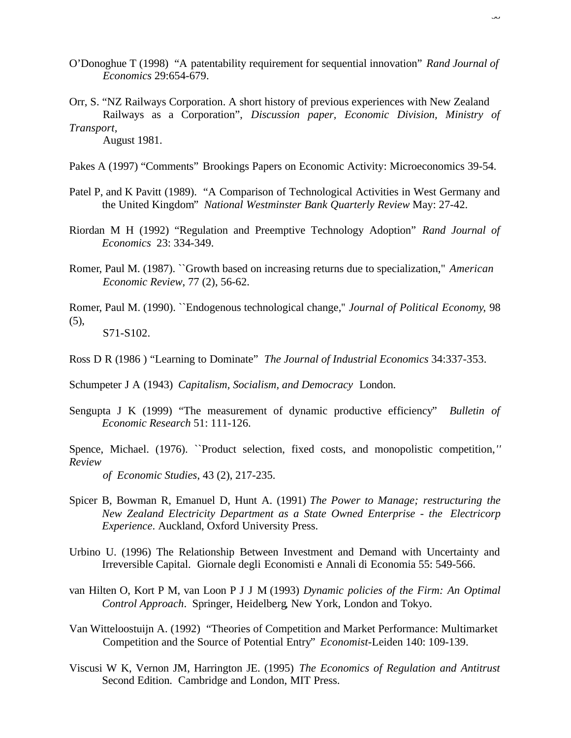O'Donoghue T (1998) "A patentability requirement for sequential innovation" *Rand Journal of Economics* 29:654-679.

Orr, S. "NZ Railways Corporation. A short history of previous experiences with New Zealand Railways as a Corporation", *Discussion paper, Economic Division, Ministry of Transport*, August 1981.

Pakes A (1997) "Comments" Brookings Papers on Economic Activity: Microeconomics 39-54.

Patel P, and K Pavitt (1989). "A Comparison of Technological Activities in West Germany and the United Kingdom" *National Westminster Bank Quarterly Review* May: 27-42.

Riordan M H (1992) "Regulation and Preemptive Technology Adoption" *Rand Journal of Economics* 23: 334-349.

Romer, Paul M. (1987). ``Growth based on increasing returns due to specialization,'' *American Economic Review*, 77 (2), 56-62.

Romer, Paul M. (1990). ``Endogenous technological change,'' *Journal of Political Economy*, 98 (5), S71-S102.

Ross D R (1986 ) "Learning to Dominate" *The Journal of Industrial Economics* 34:337-353.

Schumpeter J A (1943) *Capitalism, Socialism, and Democracy* London.

Sengupta J K (1999) "The measurement of dynamic productive efficiency" *Bulletin of Economic Research* 51: 111-126.

Spence, Michael. (1976). ``Product selection, fixed costs, and monopolistic competition,'' *Review of Economic Studies*, 43 (2), 217-235.

Spicer B, Bowman R, Emanuel D, Hunt A. (1991) *The Power to Manage; restructuring the New Zealand Electricity Department as a State Owned Enterprise - the Electricorp Experience*. Auckland, Oxford University Press.

Urbino U. (1996) The Relationship Between Investment and Demand with Uncertainty and Irreversible Capital. Giornale degli Economisti e Annali di Economia 55: 549-566.

van Hilten O, Kort P M, van Loon P J J M (1993) *Dynamic policies of the Firm: An Optimal Control Approach*. Springer, Heidelberg, New York, London and Tokyo.

Van Witteloostuijn A. (1992) "Theories of Competition and Market Performance: Multimarket Competition and the Source of Potential Entry" *Economist*-Leiden 140: 109-139.

Viscusi W K, Vernon JM, Harrington JE. (1995) *The Economics of Regulation and Antitrust* Second Edition. Cambridge and London, MIT Press.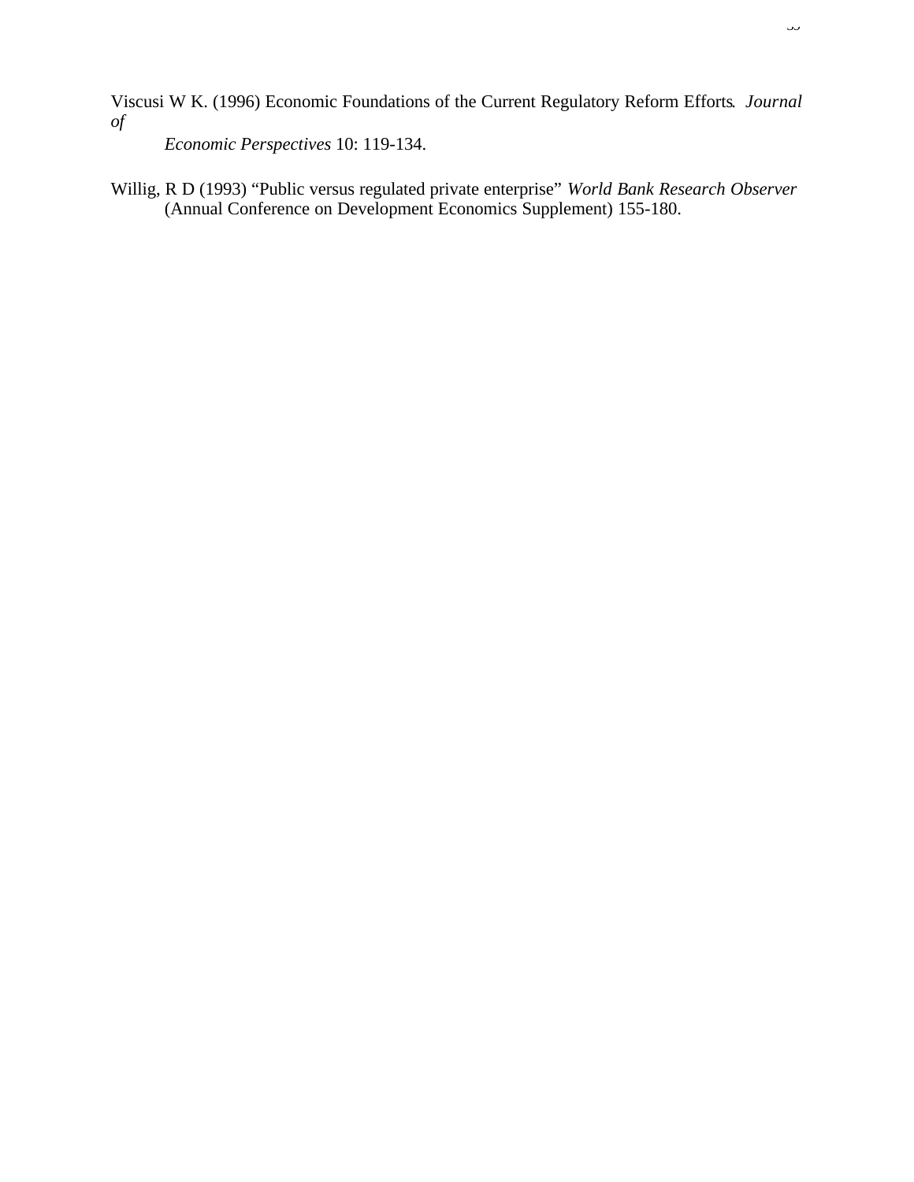Viscusi W K. (1996) Economic Foundations of the Current Regulatory Reform Efforts. *Journal of Economic Perspectives* 10: 119-134.

Willig, R D (1993) "Public versus regulated private enterprise" *World Bank Research Observer* (Annual Conference on Development Economics Supplement) 155-180.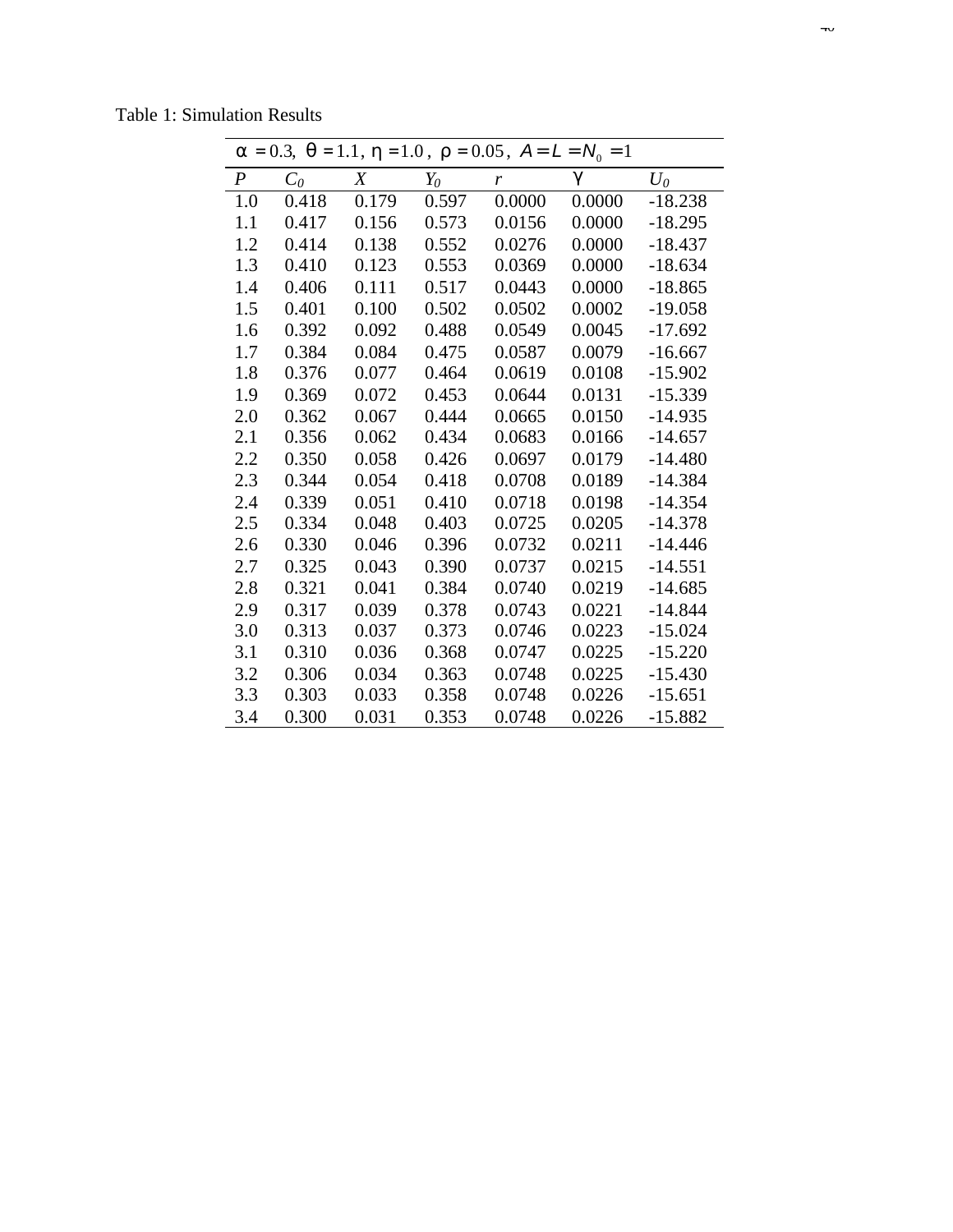Table 1: Simulation Results

| $\alpha = 0.3$, $\theta = 1.1$, $\eta = 1.0$, $\rho = 0.05$, $A = L = N_0 = 1$ | | | | | | |
|---|---|---|---|---|---|---|
| $P$ | $C_0$ | $X$ | $Y_0$ | $r$ | $\gamma$ | $U_0$ |
| 1.0 | 0.418 | 0.179 | 0.597 | 0.0000 | 0.0000 | -18.238 |
| 1.1 | 0.417 | 0.156 | 0.573 | 0.0156 | 0.0000 | -18.295 |
| 1.2 | 0.414 | 0.138 | 0.552 | 0.0276 | 0.0000 | -18.437 |
| 1.3 | 0.410 | 0.123 | 0.553 | 0.0369 | 0.0000 | -18.634 |
| 1.4 | 0.406 | 0.111 | 0.517 | 0.0443 | 0.0000 | -18.865 |
| 1.5 | 0.401 | 0.100 | 0.502 | 0.0502 | 0.0002 | -19.058 |
| 1.6 | 0.392 | 0.092 | 0.488 | 0.0549 | 0.0045 | -17.692 |
| 1.7 | 0.384 | 0.084 | 0.475 | 0.0587 | 0.0079 | -16.667 |
| 1.8 | 0.376 | 0.077 | 0.464 | 0.0619 | 0.0108 | -15.902 |
| 1.9 | 0.369 | 0.072 | 0.453 | 0.0644 | 0.0131 | -15.339 |
| 2.0 | 0.362 | 0.067 | 0.444 | 0.0665 | 0.0150 | -14.935 |
| 2.1 | 0.356 | 0.062 | 0.434 | 0.0683 | 0.0166 | -14.657 |
| 2.2 | 0.350 | 0.058 | 0.426 | 0.0697 | 0.0179 | -14.480 |
| 2.3 | 0.344 | 0.054 | 0.418 | 0.0708 | 0.0189 | -14.384 |
| 2.4 | 0.339 | 0.051 | 0.410 | 0.0718 | 0.0198 | -14.354 |
| 2.5 | 0.334 | 0.048 | 0.403 | 0.0725 | 0.0205 | -14.378 |
| 2.6 | 0.330 | 0.046 | 0.396 | 0.0732 | 0.0211 | -14.446 |
| 2.7 | 0.325 | 0.043 | 0.390 | 0.0737 | 0.0215 | -14.551 |
| 2.8 | 0.321 | 0.041 | 0.384 | 0.0740 | 0.0219 | -14.685 |
| 2.9 | 0.317 | 0.039 | 0.378 | 0.0743 | 0.0221 | -14.844 |
| 3.0 | 0.313 | 0.037 | 0.373 | 0.0746 | 0.0223 | -15.024 |
| 3.1 | 0.310 | 0.036 | 0.368 | 0.0747 | 0.0225 | -15.220 |
| 3.2 | 0.306 | 0.034 | 0.363 | 0.0748 | 0.0225 | -15.430 |
| 3.3 | 0.303 | 0.033 | 0.358 | 0.0748 | 0.0226 | -15.651 |
| 3.4 | 0.300 | 0.031 | 0.353 | 0.0748 | 0.0226 | -15.882 |